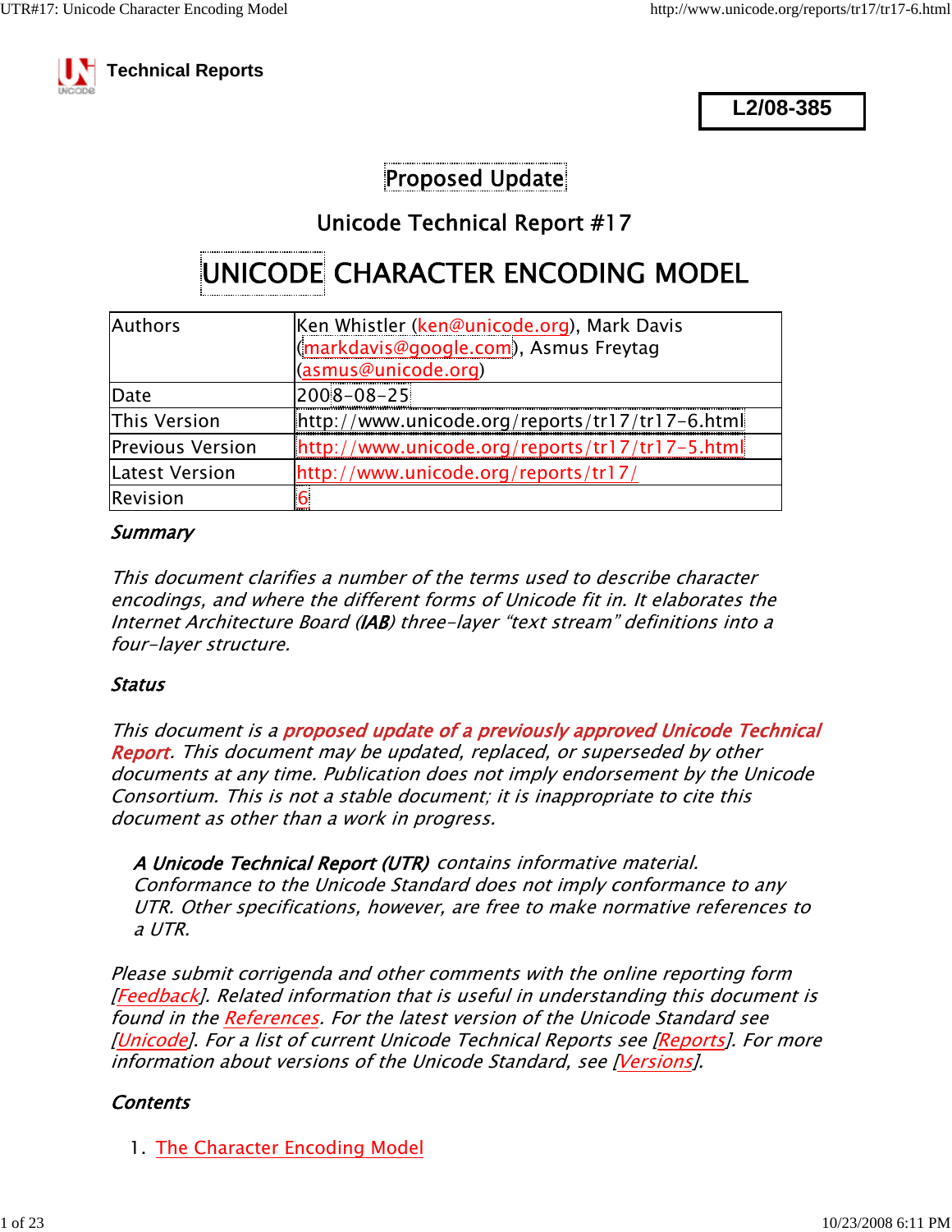Technical Reports

**L2/08-385**

Proposed Update

## Unicode Technical Report #17

# UNICODE CHARACTER ENCODING MODEL

| | |
|---|---|
| Authors | Ken Whistler (ken@unicode.org), Mark Davis (markdavis@google.com), Asmus Freytag (asmus@unicode.org) |
| Date | 2008-08-25 |
| This Version | http://www.unicode.org/reports/tr17/tr17-6.html |
| Previous Version | http://www.unicode.org/reports/tr17/tr17-5.html |
| Latest Version | http://www.unicode.org/reports/tr17/ |
| Revision | 6 |

### *Summary*

*This document clarifies a number of the terms used to describe character encodings, and where the different forms of Unicode fit in. It elaborates the Internet Architecture Board (IAB) three-layer "text stream" definitions into a four-layer structure.*

### *Status*

*This document is a **proposed update of a previously approved Unicode Technical Report**. This document may be updated, replaced, or superseded by other documents at any time. Publication does not imply endorsement by the Unicode Consortium. This is not a stable document; it is inappropriate to cite this document as other than a work in progress.*

> ***A Unicode Technical Report (UTR)** contains informative material. Conformance to the Unicode Standard does not imply conformance to any UTR. Other specifications, however, are free to make normative references to a UTR.*

*Please submit corrigenda and other comments with the online reporting form [Feedback]. Related information that is useful in understanding this document is found in the References. For the latest version of the Unicode Standard see [Unicode]. For a list of current Unicode Technical Reports see [Reports]. For more information about versions of the Unicode Standard, see [Versions].*

### *Contents*

1. The Character Encoding Model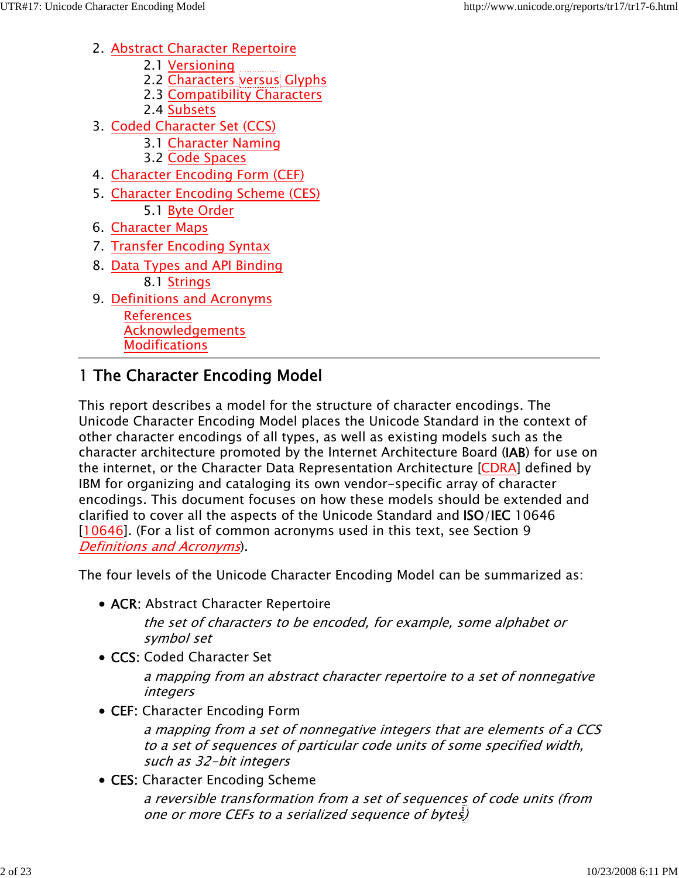2. Abstract Character Repertoire
    - 2.1 Versioning
    - 2.2 Characters versus Glyphs
    - 2.3 Compatibility Characters
    - 2.4 Subsets
3. Coded Character Set (CCS)
    - 3.1 Character Naming
    - 3.2 Code Spaces
4. Character Encoding Form (CEF)
5. Character Encoding Scheme (CES)
    - 5.1 Byte Order
6. Character Maps
7. Transfer Encoding Syntax
8. Data Types and API Binding
    - 8.1 Strings
9. Definitions and Acronyms
    - References
    - Acknowledgements
    - Modifications

---

## 1 The Character Encoding Model

This report describes a model for the structure of character encodings. The Unicode Character Encoding Model places the Unicode Standard in the context of other character encodings of all types, as well as existing models such as the character architecture promoted by the Internet Architecture Board (IAB) for use on the internet, or the Character Data Representation Architecture [CDRA] defined by IBM for organizing and cataloging its own vendor-specific array of character encodings. This document focuses on how these models should be extended and clarified to cover all the aspects of the Unicode Standard and ISO/IEC 10646 [10646]. (For a list of common acronyms used in this text, see Section 9 *Definitions and Acronyms*).

The four levels of the Unicode Character Encoding Model can be summarized as:

- ACR: Abstract Character Repertoire
  
  *the set of characters to be encoded, for example, some alphabet or symbol set*
- CCS: Coded Character Set
  
  *a mapping from an abstract character repertoire to a set of nonnegative integers*
- CEF: Character Encoding Form
  
  *a mapping from a set of nonnegative integers that are elements of a CCS to a set of sequences of particular code units of some specified width, such as 32-bit integers*
- CES: Character Encoding Scheme
  
  *a reversible transformation from a set of sequences of code units (from one or more CEFs to a serialized sequence of bytes)*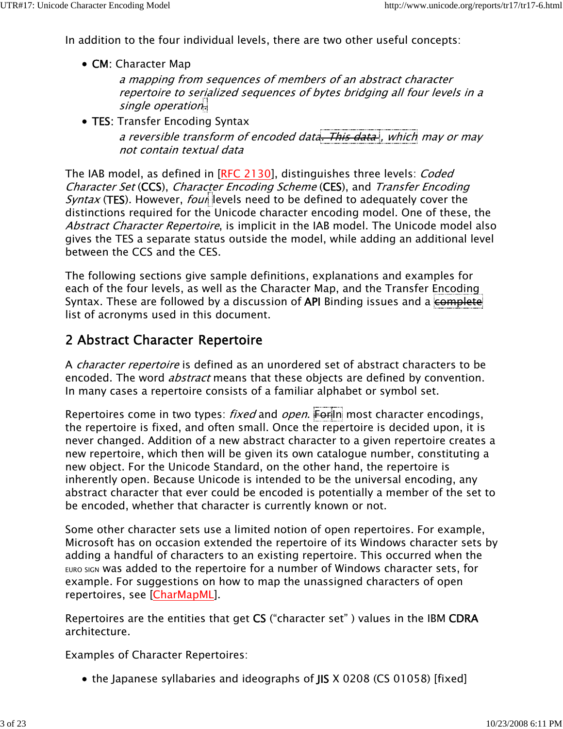In addition to the four individual levels, there are two other useful concepts:

- **CM**: Character Map

  *a mapping from sequences of members of an abstract character repertoire to serialized sequences of bytes bridging all four levels in a single operation.*

- **TES**: Transfer Encoding Syntax

  *a reversible transform of encoded data~~. This data~~, which may or may not contain textual data*

The IAB model, as defined in [RFC 2130], distinguishes three levels: *Coded Character Set* (CCS), *Character Encoding Scheme* (CES), and *Transfer Encoding Syntax* (TES). However, *four* levels need to be defined to adequately cover the distinctions required for the Unicode character encoding model. One of these, the *Abstract Character Repertoire*, is implicit in the IAB model. The Unicode model also gives the TES a separate status outside the model, while adding an additional level between the CCS and the CES.

The following sections give sample definitions, explanations and examples for each of the four levels, as well as the Character Map, and the Transfer Encoding Syntax. These are followed by a discussion of API Binding issues and a ~~complete~~ list of acronyms used in this document.

## 2 Abstract Character Repertoire

A *character repertoire* is defined as an unordered set of abstract characters to be encoded. The word *abstract* means that these objects are defined by convention. In many cases a repertoire consists of a familiar alphabet or symbol set.

Repertoires come in two types: *fixed* and *open*. ~~For~~In most character encodings, the repertoire is fixed, and often small. Once the repertoire is decided upon, it is never changed. Addition of a new abstract character to a given repertoire creates a new repertoire, which then will be given its own catalogue number, constituting a new object. For the Unicode Standard, on the other hand, the repertoire is inherently open. Because Unicode is intended to be the universal encoding, any abstract character that ever could be encoded is potentially a member of the set to be encoded, whether that character is currently known or not.

Some other character sets use a limited notion of open repertoires. For example, Microsoft has on occasion extended the repertoire of its Windows character sets by adding a handful of characters to an existing repertoire. This occurred when the EURO SIGN was added to the repertoire for a number of Windows character sets, for example. For suggestions on how to map the unassigned characters of open repertoires, see [CharMapML].

Repertoires are the entities that get CS ("character set" ) values in the IBM CDRA architecture.

Examples of Character Repertoires:

- the Japanese syllabaries and ideographs of JIS X 0208 (CS 01058) [fixed]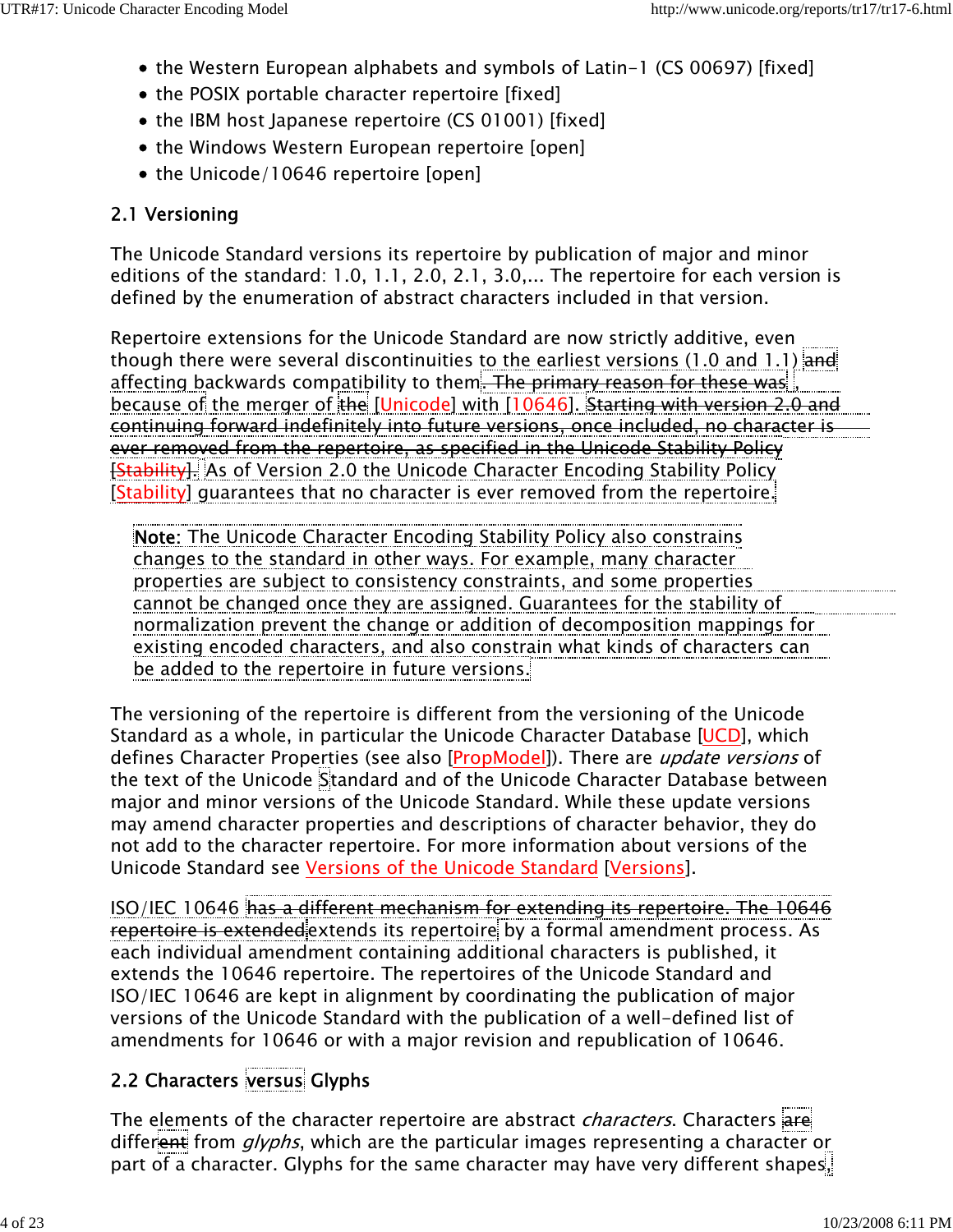- the Western European alphabets and symbols of Latin-1 (CS 00697) [fixed]
- the POSIX portable character repertoire [fixed]
- the IBM host Japanese repertoire (CS 01001) [fixed]
- the Windows Western European repertoire [open]
- the Unicode/10646 repertoire [open]

## 2.1 Versioning

The Unicode Standard versions its repertoire by publication of major and minor editions of the standard: 1.0, 1.1, 2.0, 2.1, 3.0,... The repertoire for each version is defined by the enumeration of abstract characters included in that version.

Repertoire extensions for the Unicode Standard are now strictly additive, even though there were several discontinuities to the earliest versions (1.0 and 1.1) and affecting backwards compatibility to them~~. The primary reason for these was~~ , because of the merger of ~~the~~ [Unicode] with [10646]. ~~Starting with version 2.0 and continuing forward indefinitely into future versions, once included, no character is ever removed from the repertoire, as specified in the Unicode Stability Policy [Stability].~~ As of Version 2.0 the Unicode Character Encoding Stability Policy [Stability] guarantees that no character is ever removed from the repertoire.

> **Note**: The Unicode Character Encoding Stability Policy also constrains changes to the standard in other ways. For example, many character properties are subject to consistency constraints, and some properties cannot be changed once they are assigned. Guarantees for the stability of normalization prevent the change or addition of decomposition mappings for existing encoded characters, and also constrain what kinds of characters can be added to the repertoire in future versions.

The versioning of the repertoire is different from the versioning of the Unicode Standard as a whole, in particular the Unicode Character Database [UCD], which defines Character Properties (see also [PropModel]). There are *update versions* of the text of the Unicode Standard and of the Unicode Character Database between major and minor versions of the Unicode Standard. While these update versions may amend character properties and descriptions of character behavior, they do not add to the character repertoire. For more information about versions of the Unicode Standard see Versions of the Unicode Standard [Versions].

ISO/IEC 10646 ~~has a different mechanism for extending its repertoire. The 10646 repertoire is extended~~ extends its repertoire by a formal amendment process. As each individual amendment containing additional characters is published, it extends the 10646 repertoire. The repertoires of the Unicode Standard and ISO/IEC 10646 are kept in alignment by coordinating the publication of major versions of the Unicode Standard with the publication of a well-defined list of amendments for 10646 or with a major revision and republication of 10646.

## 2.2 Characters versus Glyphs

The elements of the character repertoire are abstract *characters*. Characters ~~are~~ differ~~ent~~ from *glyphs*, which are the particular images representing a character or part of a character. Glyphs for the same character may have very different shapes,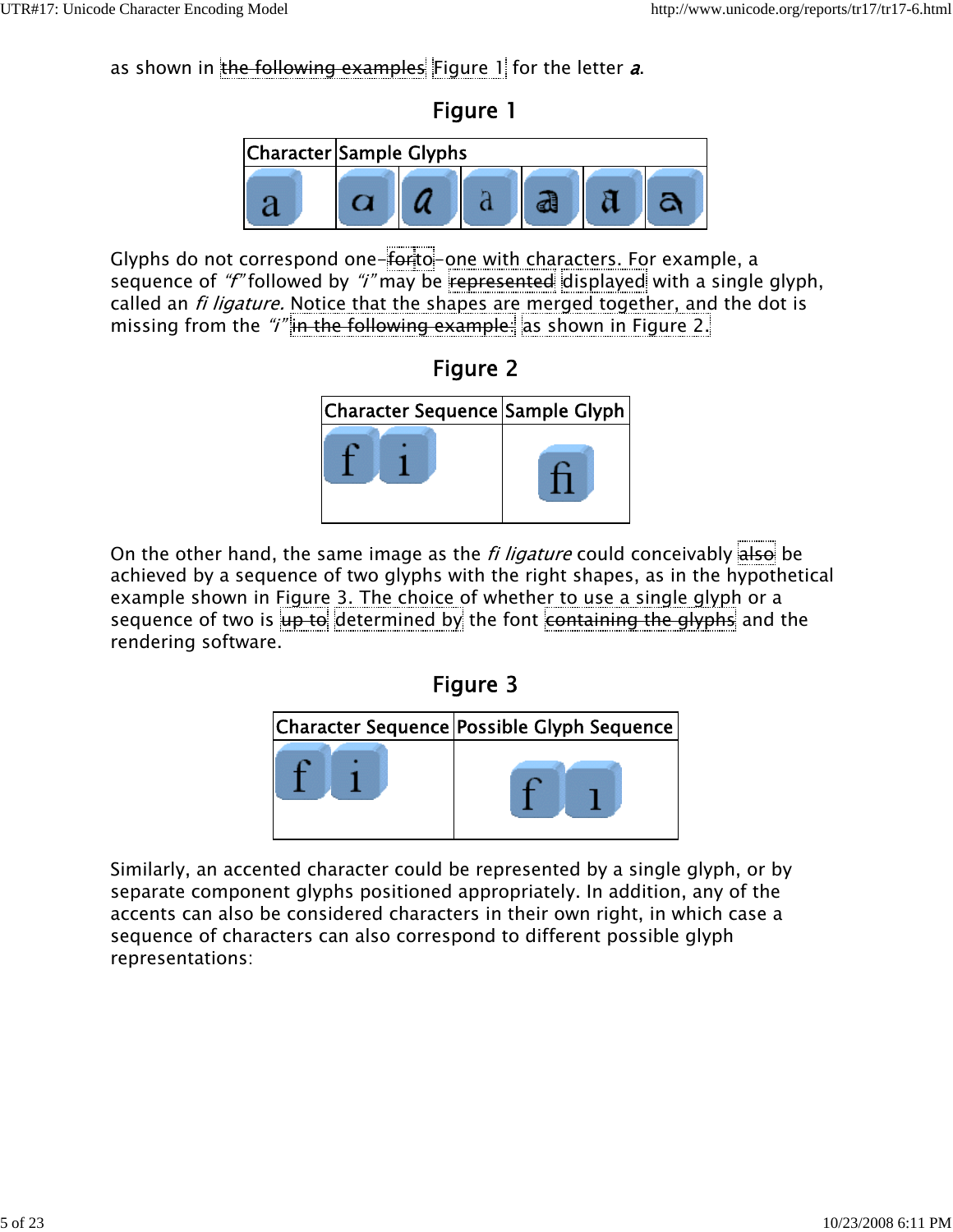as shown in ~~the following examples~~ Figure 1 for the letter ***a***.

## Figure 1

| Character | Sample Glyphs | | | | | |
|---|---|---|---|---|---|---|
| a | ɑ | *a* | a | a | a | a |

Glyphs do not correspond one-~~for~~to-one with characters. For example, a sequence of *"f"* followed by *"i"* may be ~~represented~~ displayed with a single glyph, called an *fi ligature.* Notice that the shapes are merged together, and the dot is missing from the *"i"* ~~in the following example:~~ as shown in Figure 2.

## Figure 2

| Character Sequence | Sample Glyph |
|---|---|
| f i | ﬁ |

On the other hand, the same image as the *fi ligature* could conceivably ~~also~~ be achieved by a sequence of two glyphs with the right shapes, as in the hypothetical example shown in Figure 3. The choice of whether to use a single glyph or a sequence of two is ~~up to~~ determined by the font ~~containing the glyphs~~ and the rendering software.

## Figure 3

| Character Sequence | Possible Glyph Sequence |
|---|---|
| f i | f ı |

Similarly, an accented character could be represented by a single glyph, or by separate component glyphs positioned appropriately. In addition, any of the accents can also be considered characters in their own right, in which case a sequence of characters can also correspond to different possible glyph representations: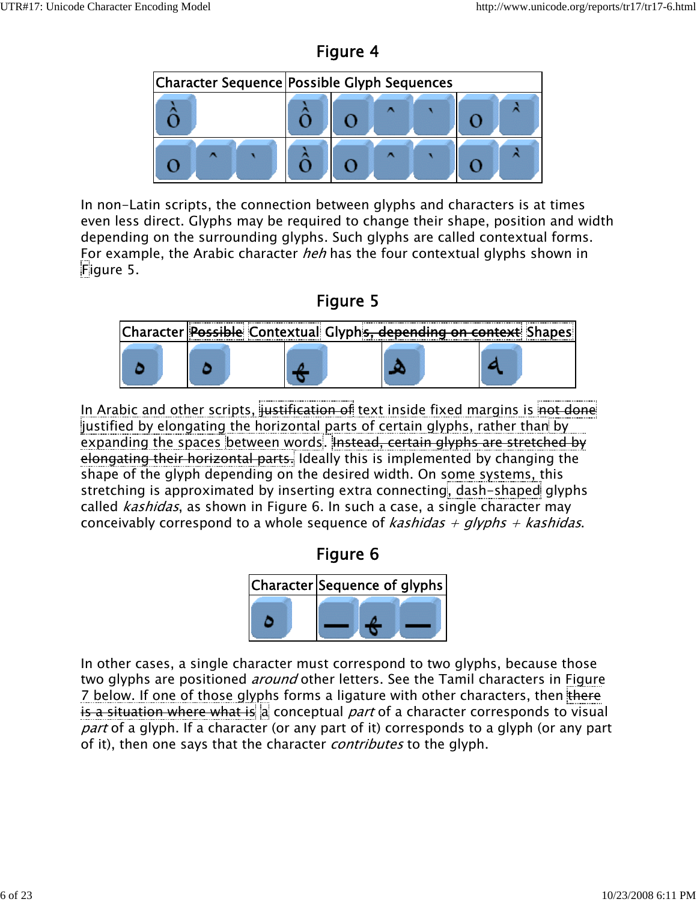## Figure 4

| Character Sequence | Possible Glyph Sequences | | |
|---|---|---|---|
| ồ | ồ | o ^ ` | o ^̀ |
| o ^ ` | ồ | o ^ ` | o ^̀ |

In non-Latin scripts, the connection between glyphs and characters is at times even less direct. Glyphs may be required to change their shape, position and width depending on the surrounding glyphs. Such glyphs are called contextual forms. For example, the Arabic character *heh* has the four contextual glyphs shown in Figure 5.

## Figure 5

| Character | ~~Possible~~ Contextual Glyph~~s, depending on context~~ Shapes | | | |
|---|---|---|---|---|
| ه | ه | ﻫ | ﻬ | ﻪ |

In Arabic and other scripts, ~~justification of~~ text inside fixed margins is ~~not done~~ justified by elongating the horizontal parts of certain glyphs, rather than by expanding the spaces between words. ~~Instead, certain glyphs are stretched by elongating their horizontal parts.~~ Ideally this is implemented by changing the shape of the glyph depending on the desired width. On some systems, this stretching is approximated by inserting extra connecting, dash-shaped glyphs called *kashidas*, as shown in Figure 6. In such a case, a single character may conceivably correspond to a whole sequence of *kashidas + glyphs + kashidas*.

## Figure 6

| Character | Sequence of glyphs |
|---|---|
| ه | — ﻬ — |

In other cases, a single character must correspond to two glyphs, because those two glyphs are positioned *around* other letters. See the Tamil characters in Figure 7 below. If one of those glyphs forms a ligature with other characters, then ~~there is a situation where what is~~ a conceptual *part* of a character corresponds to visual *part* of a glyph. If a character (or any part of it) corresponds to a glyph (or any part of it), then one says that the character *contributes* to the glyph.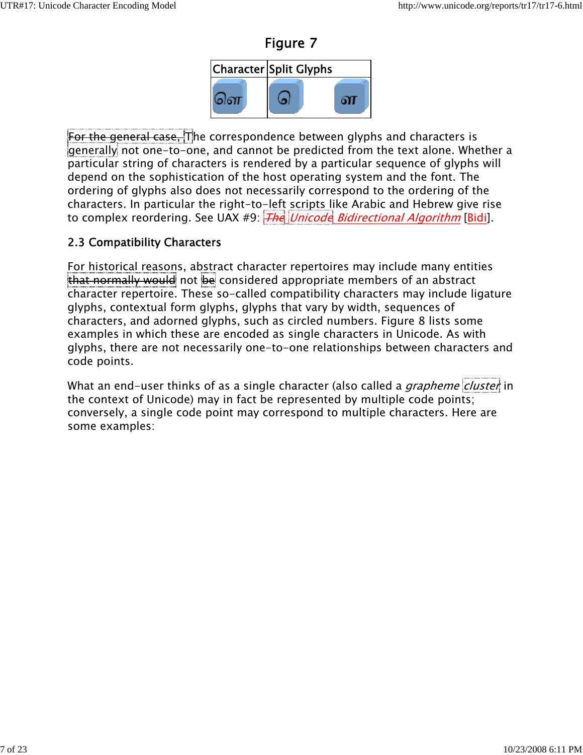## Figure 7

| Character | Split Glyphs | |
|---|---|---|
| ௌ | ௭ | ள |

~~For the general case,~~ The correspondence between glyphs and characters is ~~generally~~ not one-to-one, and cannot be predicted from the text alone. Whether a particular string of characters is rendered by a particular sequence of glyphs will depend on the sophistication of the host operating system and the font. The ordering of glyphs also does not necessarily correspond to the ordering of the characters. In particular the right-to-left scripts like Arabic and Hebrew give rise to complex reordering. See UAX #9: ~~*The*~~ *Unicode Bidirectional Algorithm* [Bidi].

### 2.3 Compatibility Characters

For historical reasons, abstract character repertoires may include many entities ~~that normally would~~ not ~~be~~ considered appropriate members of an abstract character repertoire. These so-called compatibility characters may include ligature glyphs, contextual form glyphs, glyphs that vary by width, sequences of characters, and adorned glyphs, such as circled numbers. Figure 8 lists some examples in which these are encoded as single characters in Unicode. As with glyphs, there are not necessarily one-to-one relationships between characters and code points.

What an end-user thinks of as a single character (also called a *grapheme cluster* in the context of Unicode) may in fact be represented by multiple code points; conversely, a single code point may correspond to multiple characters. Here are some examples: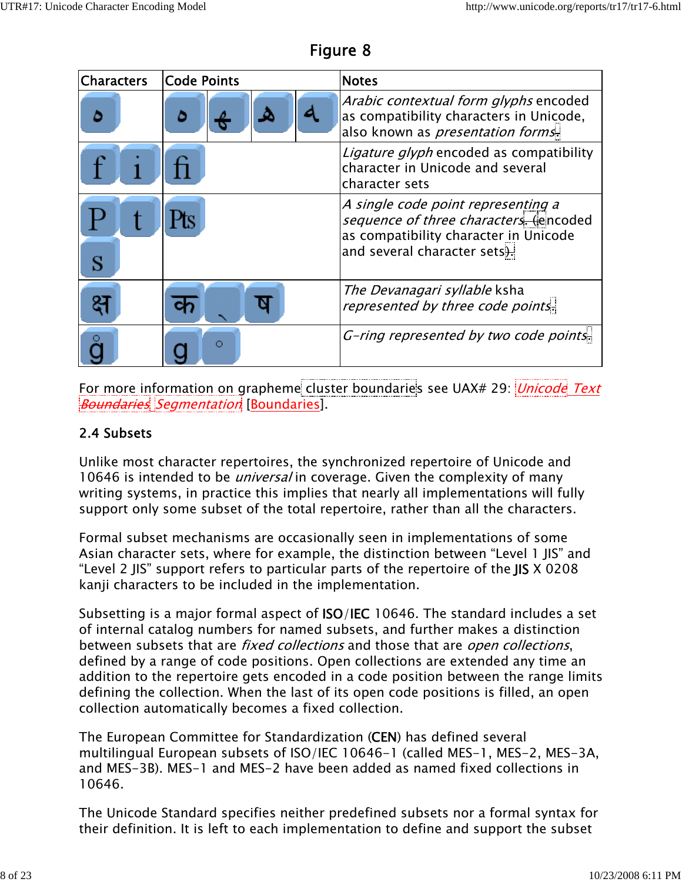Figure 8

| Characters | Code Points | Notes |
|---|---|---|
| ه | ه ﻫ ﻬ ﻪ | *Arabic contextual form glyphs* encoded as compatibility characters in Unicode, also known as *presentation forms*. |
| f i | ﬁ | *Ligature glyph* encoded as compatibility character in Unicode and several character sets |
| P t s | ₧ | *A single code point representing a sequence of three characters.* (encoded as compatibility character in Unicode and several character sets). |
| क्ष | क ् ष | *The Devanagari syllable* ksha *represented by three code points*. |
| g̊ | g ˚ | *G-ring represented by two code points*. |

For more information on grapheme cluster boundaries see UAX# 29: *Unicode Text Boundaries Segmentation* [Boundaries].

### 2.4 Subsets

Unlike most character repertoires, the synchronized repertoire of Unicode and 10646 is intended to be *universal* in coverage. Given the complexity of many writing systems, in practice this implies that nearly all implementations will fully support only some subset of the total repertoire, rather than all the characters.

Formal subset mechanisms are occasionally seen in implementations of some Asian character sets, where for example, the distinction between "Level 1 JIS" and "Level 2 JIS" support refers to particular parts of the repertoire of the JIS X 0208 kanji characters to be included in the implementation.

Subsetting is a major formal aspect of ISO/IEC 10646. The standard includes a set of internal catalog numbers for named subsets, and further makes a distinction between subsets that are *fixed collections* and those that are *open collections*, defined by a range of code positions. Open collections are extended any time an addition to the repertoire gets encoded in a code position between the range limits defining the collection. When the last of its open code positions is filled, an open collection automatically becomes a fixed collection.

The European Committee for Standardization (CEN) has defined several multilingual European subsets of ISO/IEC 10646-1 (called MES-1, MES-2, MES-3A, and MES-3B). MES-1 and MES-2 have been added as named fixed collections in 10646.

The Unicode Standard specifies neither predefined subsets nor a formal syntax for their definition. It is left to each implementation to define and support the subset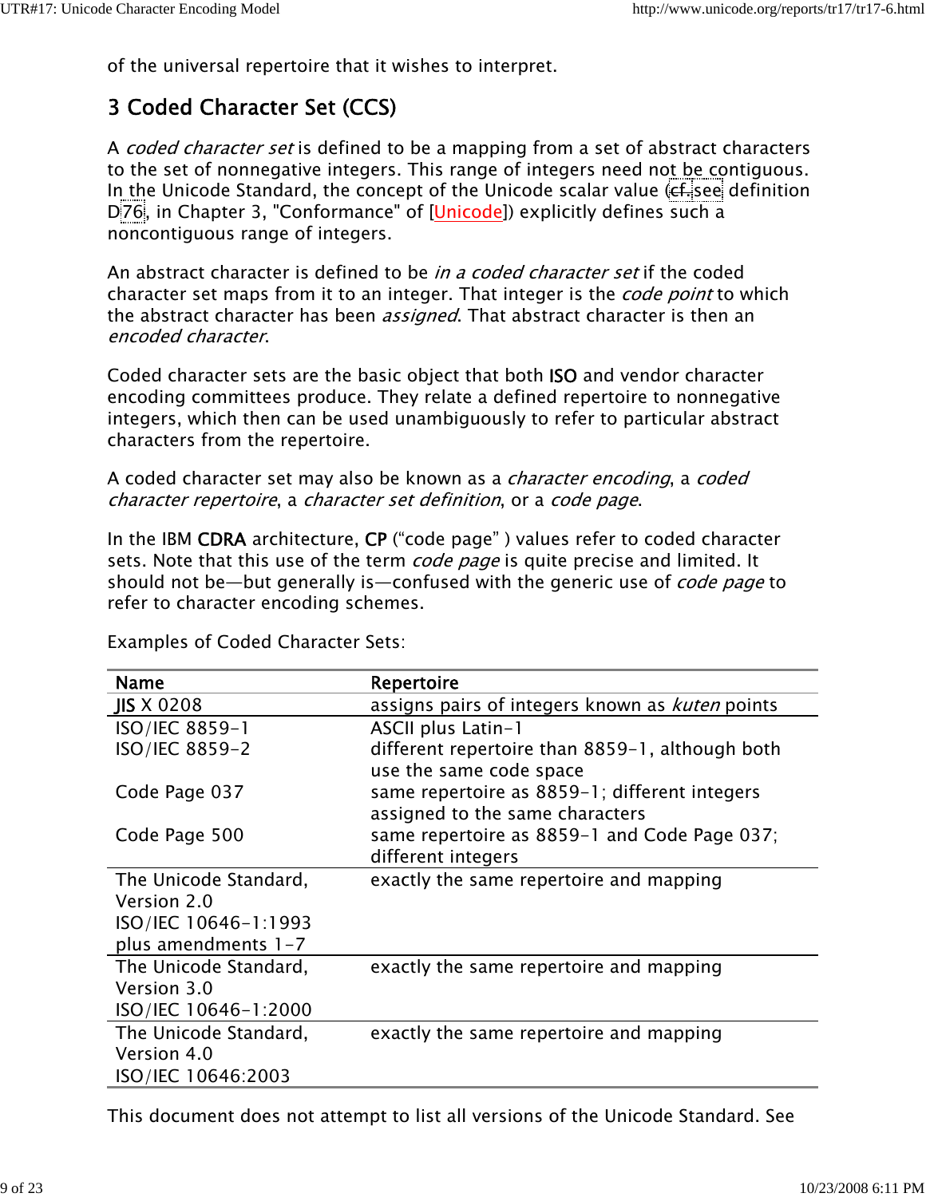of the universal repertoire that it wishes to interpret.

## 3 Coded Character Set (CCS)

A *coded character set* is defined to be a mapping from a set of abstract characters to the set of nonnegative integers. This range of integers need not be contiguous. In the Unicode Standard, the concept of the Unicode scalar value (cf. see definition D76, in Chapter 3, "Conformance" of [Unicode]) explicitly defines such a noncontiguous range of integers.

An abstract character is defined to be *in a coded character set* if the coded character set maps from it to an integer. That integer is the *code point* to which the abstract character has been *assigned*. That abstract character is then an *encoded character*.

Coded character sets are the basic object that both ISO and vendor character encoding committees produce. They relate a defined repertoire to nonnegative integers, which then can be used unambiguously to refer to particular abstract characters from the repertoire.

A coded character set may also be known as a *character encoding*, a *coded character repertoire*, a *character set definition*, or a *code page*.

In the IBM CDRA architecture, CP ("code page" ) values refer to coded character sets. Note that this use of the term *code page* is quite precise and limited. It should not be—but generally is—confused with the generic use of *code page* to refer to character encoding schemes.

Examples of Coded Character Sets:

| Name | Repertoire |
|---|---|
| JIS X 0208 | assigns pairs of integers known as *kuten* points |
| ISO/IEC 8859-1 | ASCII plus Latin-1 |
| ISO/IEC 8859-2 | different repertoire than 8859-1, although both use the same code space |
| Code Page 037 | same repertoire as 8859-1; different integers assigned to the same characters |
| Code Page 500 | same repertoire as 8859-1 and Code Page 037; different integers |
| The Unicode Standard, Version 2.0<br>ISO/IEC 10646-1:1993 plus amendments 1-7 | exactly the same repertoire and mapping |
| The Unicode Standard, Version 3.0<br>ISO/IEC 10646-1:2000 | exactly the same repertoire and mapping |
| The Unicode Standard, Version 4.0<br>ISO/IEC 10646:2003 | exactly the same repertoire and mapping |

This document does not attempt to list all versions of the Unicode Standard. See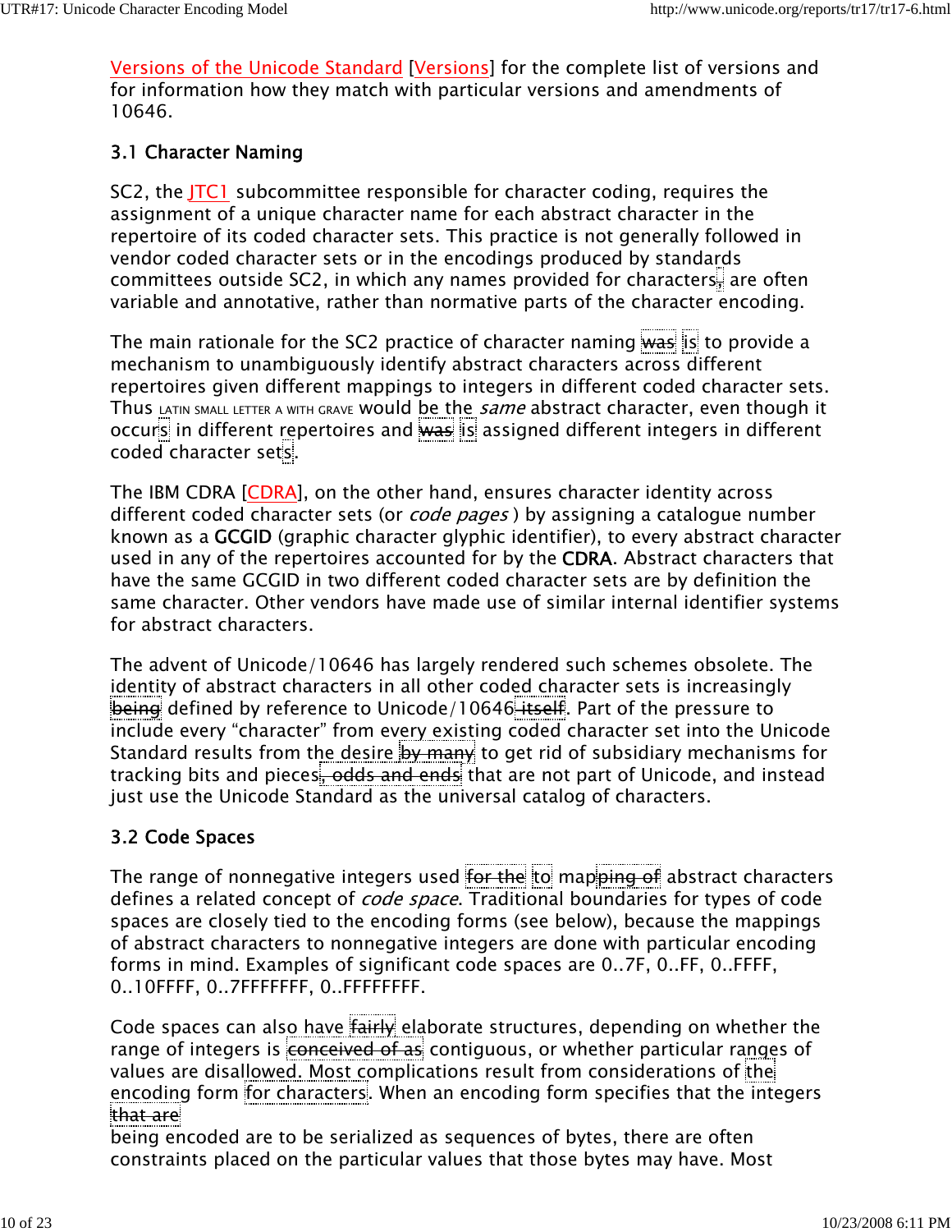Versions of the Unicode Standard [Versions] for the complete list of versions and for information how they match with particular versions and amendments of 10646.

### 3.1 Character Naming

SC2, the JTC1 subcommittee responsible for character coding, requires the assignment of a unique character name for each abstract character in the repertoire of its coded character sets. This practice is not generally followed in vendor coded character sets or in the encodings produced by standards committees outside SC2, in which any names provided for characters, are often variable and annotative, rather than normative parts of the character encoding.

The main rationale for the SC2 practice of character naming ~~was~~ is to provide a mechanism to unambiguously identify abstract characters across different repertoires given different mappings to integers in different coded character sets. Thus LATIN SMALL LETTER A WITH GRAVE would be the *same* abstract character, even though it occurs in different repertoires and ~~was~~ is assigned different integers in different coded character sets.

The IBM CDRA [CDRA], on the other hand, ensures character identity across different coded character sets (or *code pages* ) by assigning a catalogue number known as a **GCGID** (graphic character glyphic identifier), to every abstract character used in any of the repertoires accounted for by the **CDRA**. Abstract characters that have the same GCGID in two different coded character sets are by definition the same character. Other vendors have made use of similar internal identifier systems for abstract characters.

The advent of Unicode/10646 has largely rendered such schemes obsolete. The identity of abstract characters in all other coded character sets is increasingly ~~being~~ defined by reference to Unicode/10646~~ itself~~. Part of the pressure to include every "character" from every existing coded character set into the Unicode Standard results from the desire ~~by many~~ to get rid of subsidiary mechanisms for tracking bits and pieces~~, odds and ends~~ that are not part of Unicode, and instead just use the Unicode Standard as the universal catalog of characters.

### 3.2 Code Spaces

The range of nonnegative integers used ~~for the~~ to map~~ping of~~ abstract characters defines a related concept of *code space*. Traditional boundaries for types of code spaces are closely tied to the encoding forms (see below), because the mappings of abstract characters to nonnegative integers are done with particular encoding forms in mind. Examples of significant code spaces are 0..7F, 0..FF, 0..FFFF, 0..10FFFF, 0..7FFFFFFF, 0..FFFFFFFF.

Code spaces can also have ~~fairly~~ elaborate structures, depending on whether the range of integers is ~~conceived of as~~ contiguous, or whether particular ranges of values are disallowed. Most complications result from considerations of the encoding form for characters. When an encoding form specifies that the integers ~~that are~~
being encoded are to be serialized as sequences of bytes, there are often constraints placed on the particular values that those bytes may have. Most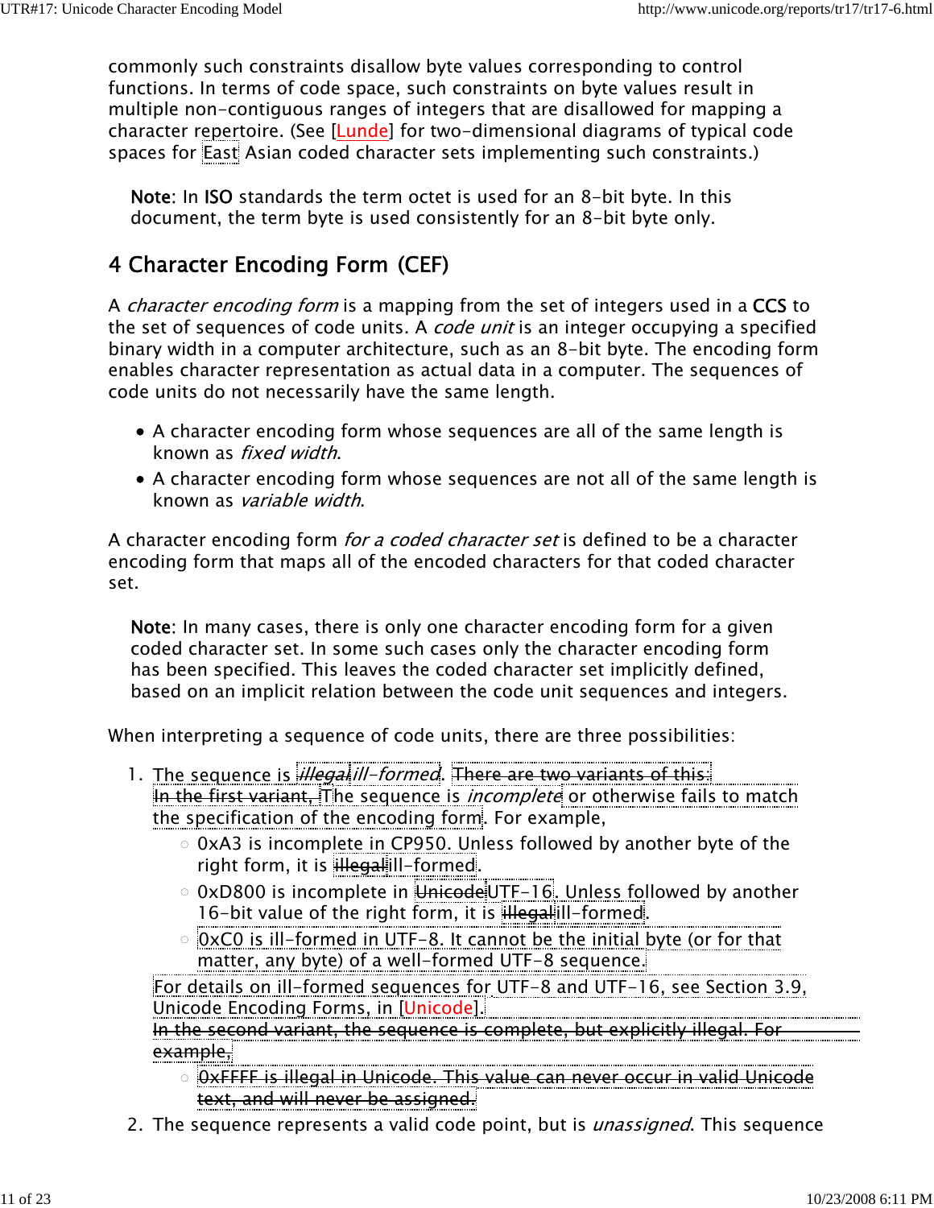commonly such constraints disallow byte values corresponding to control functions. In terms of code space, such constraints on byte values result in multiple non-contiguous ranges of integers that are disallowed for mapping a character repertoire. (See [Lunde] for two-dimensional diagrams of typical code spaces for East Asian coded character sets implementing such constraints.)

> **Note**: In ISO standards the term octet is used for an 8-bit byte. In this document, the term byte is used consistently for an 8-bit byte only.

## 4 Character Encoding Form (CEF)

A *character encoding form* is a mapping from the set of integers used in a CCS to the set of sequences of code units. A *code unit* is an integer occupying a specified binary width in a computer architecture, such as an 8-bit byte. The encoding form enables character representation as actual data in a computer. The sequences of code units do not necessarily have the same length.

- A character encoding form whose sequences are all of the same length is known as *fixed width*.
- A character encoding form whose sequences are not all of the same length is known as *variable width*.

A character encoding form *for a coded character set* is defined to be a character encoding form that maps all of the encoded characters for that coded character set.

> **Note**: In many cases, there is only one character encoding form for a given coded character set. In some such cases only the character encoding form has been specified. This leaves the coded character set implicitly defined, based on an implicit relation between the code unit sequences and integers.

When interpreting a sequence of code units, there are three possibilities:

1. The sequence is ~~*illegal*~~*ill-formed*. ~~There are two variants of this: In the first variant,~~ The sequence is *incomplete* or otherwise fails to match the specification of the encoding form. For example,
   - 0xA3 is incomplete in CP950. Unless followed by another byte of the right form, it is ~~illegal~~ill-formed.
   - 0xD800 is incomplete in ~~Unicode~~UTF-16. Unless followed by another 16-bit value of the right form, it is ~~illegal~~ill-formed.
   - 0xC0 is ill-formed in UTF-8. It cannot be the initial byte (or for that matter, any byte) of a well-formed UTF-8 sequence.

   For details on ill-formed sequences for UTF-8 and UTF-16, see Section 3.9, Unicode Encoding Forms, in [Unicode].
   ~~In the second variant, the sequence is complete, but explicitly illegal. For example,~~
   - ~~0xFFFF is illegal in Unicode. This value can never occur in valid Unicode text, and will never be assigned.~~
2. The sequence represents a valid code point, but is *unassigned*. This sequence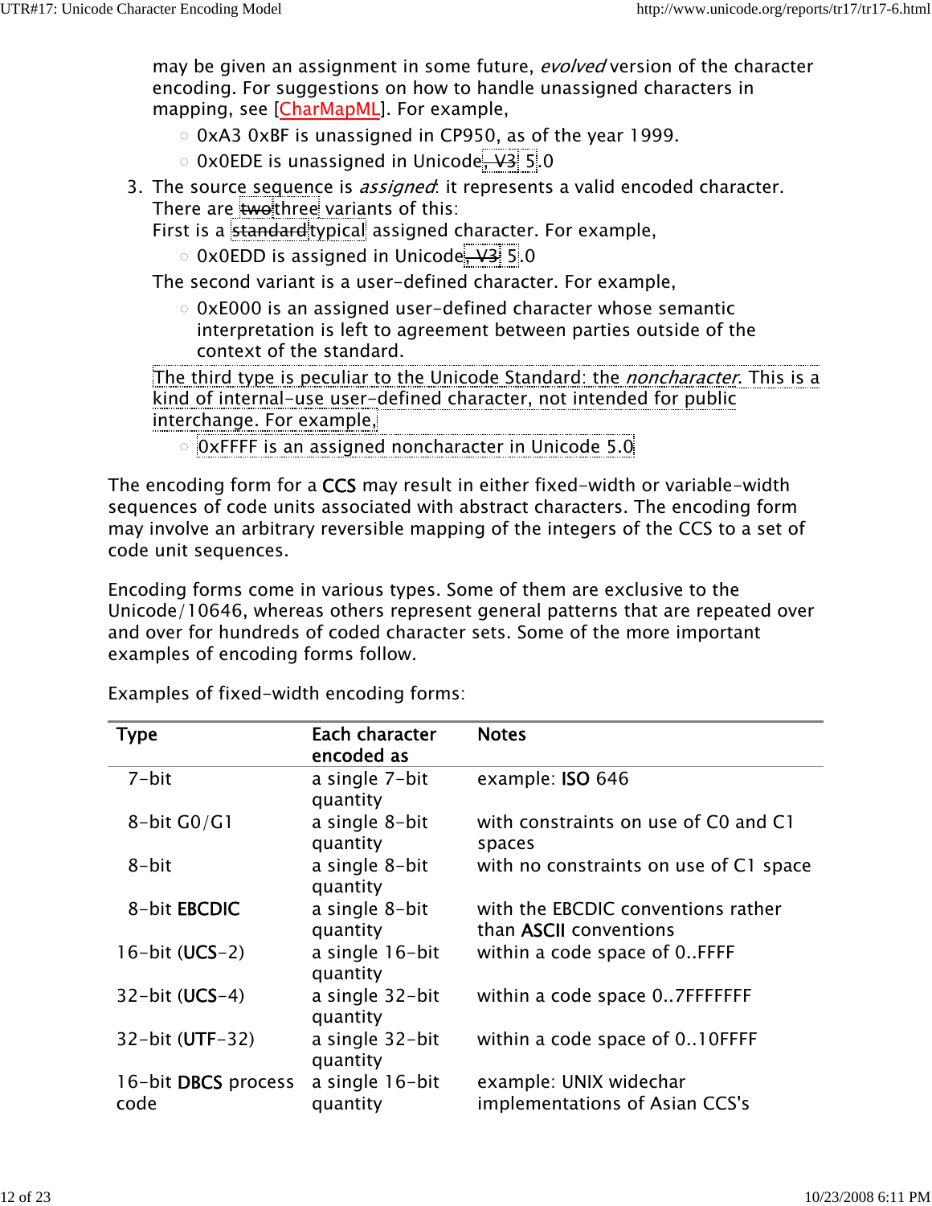may be given an assignment in some future, *evolved* version of the character encoding. For suggestions on how to handle unassigned characters in mapping, see [CharMapML]. For example,

- 0xA3 0xBF is unassigned in CP950, as of the year 1999.
- 0x0EDE is unassigned in Unicode ~~, V3~~ 5.0

3. The source sequence is *assigned*: it represents a valid encoded character. There are ~~two~~three variants of this:
   First is a ~~standard~~typical assigned character. For example,
   - 0x0EDD is assigned in Unicode ~~, V3~~ 5.0

   The second variant is a user-defined character. For example,
   - 0xE000 is an assigned user-defined character whose semantic interpretation is left to agreement between parties outside of the context of the standard.

   The third type is peculiar to the Unicode Standard: the *noncharacter*. This is a kind of internal-use user-defined character, not intended for public interchange. For example,
   - 0xFFFF is an assigned noncharacter in Unicode 5.0

The encoding form for a CCS may result in either fixed-width or variable-width sequences of code units associated with abstract characters. The encoding form may involve an arbitrary reversible mapping of the integers of the CCS to a set of code unit sequences.

Encoding forms come in various types. Some of them are exclusive to the Unicode/10646, whereas others represent general patterns that are repeated over and over for hundreds of coded character sets. Some of the more important examples of encoding forms follow.

Examples of fixed-width encoding forms:

| Type | Each character encoded as | Notes |
|---|---|---|
| 7-bit | a single 7-bit quantity | example: ISO 646 |
| 8-bit G0/G1 | a single 8-bit quantity | with constraints on use of C0 and C1 spaces |
| 8-bit | a single 8-bit quantity | with no constraints on use of C1 space |
| 8-bit EBCDIC | a single 8-bit quantity | with the EBCDIC conventions rather than ASCII conventions |
| 16-bit (UCS-2) | a single 16-bit quantity | within a code space of 0..FFFF |
| 32-bit (UCS-4) | a single 32-bit quantity | within a code space 0..7FFFFFFF |
| 32-bit (UTF-32) | a single 32-bit quantity | within a code space of 0..10FFFF |
| 16-bit DBCS process code | a single 16-bit quantity | example: UNIX widechar implementations of Asian CCS's |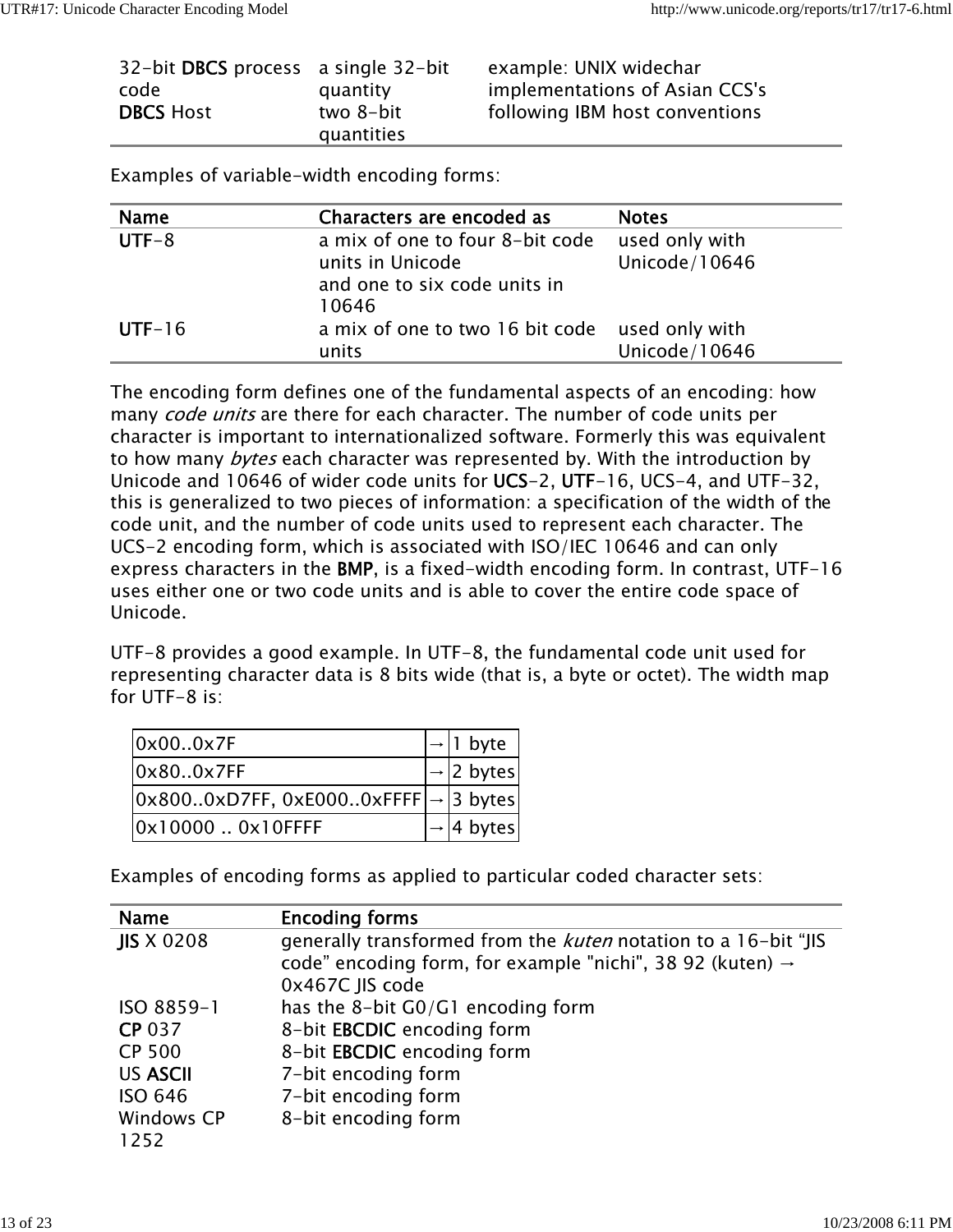| | | |
|---|---|---|
| 32-bit **DBCS** process code | a single 32-bit quantity | example: UNIX widechar implementations of Asian CCS's |
| **DBCS** Host | two 8-bit quantities | following IBM host conventions |

Examples of variable-width encoding forms:

| **Name** | **Characters are encoded as** | **Notes** |
|---|---|---|
| **UTF**-8 | a mix of one to four 8-bit code units in Unicode and one to six code units in 10646 | used only with Unicode/10646 |
| **UTF**-16 | a mix of one to two 16 bit code units | used only with Unicode/10646 |

The encoding form defines one of the fundamental aspects of an encoding: how many *code units* are there for each character. The number of code units per character is important to internationalized software. Formerly this was equivalent to how many *bytes* each character was represented by. With the introduction by Unicode and 10646 of wider code units for **UCS**-2, **UTF**-16, UCS-4, and UTF-32, this is generalized to two pieces of information: a specification of the width of the code unit, and the number of code units used to represent each character. The UCS-2 encoding form, which is associated with ISO/IEC 10646 and can only express characters in the **BMP**, is a fixed-width encoding form. In contrast, UTF-16 uses either one or two code units and is able to cover the entire code space of Unicode.

UTF-8 provides a good example. In UTF-8, the fundamental code unit used for representing character data is 8 bits wide (that is, a byte or octet). The width map for UTF-8 is:

| | | |
|---|---|---|
| 0x00..0x7F | → | 1 byte |
| 0x80..0x7FF | → | 2 bytes |
| 0x800..0xD7FF, 0xE000..0xFFFF | → | 3 bytes |
| 0x10000 .. 0x10FFFF | → | 4 bytes |

Examples of encoding forms as applied to particular coded character sets:

| **Name** | **Encoding forms** |
|---|---|
| **JIS** X 0208 | generally transformed from the *kuten* notation to a 16-bit "JIS code" encoding form, for example "nichi", 38 92 (kuten) → 0x467C JIS code |
| ISO 8859-1 | has the 8-bit G0/G1 encoding form |
| **CP** 037 | 8-bit **EBCDIC** encoding form |
| CP 500 | 8-bit **EBCDIC** encoding form |
| US **ASCII** | 7-bit encoding form |
| ISO 646 | 7-bit encoding form |
| Windows CP 1252 | 8-bit encoding form |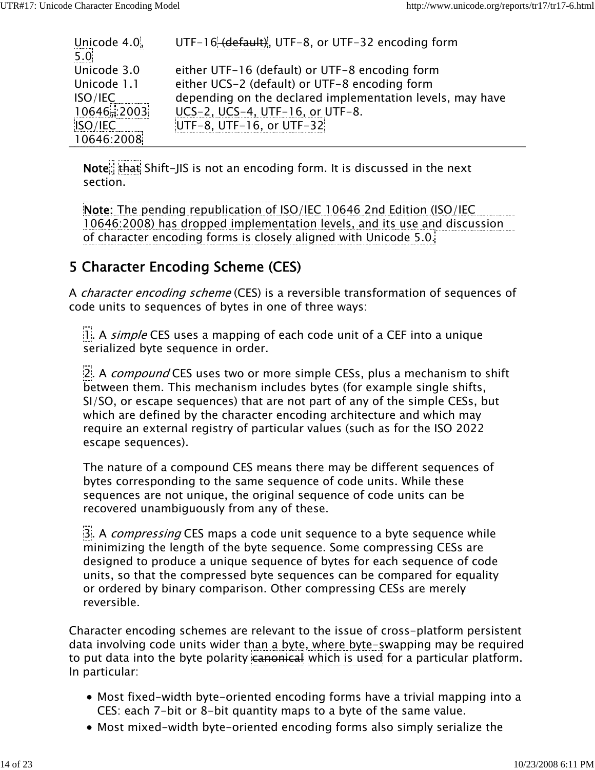| | |
|---|---|
| Unicode 4.0, 5.0 | UTF-16 (default), UTF-8, or UTF-32 encoding form |
| Unicode 3.0 | either UTF-16 (default) or UTF-8 encoding form |
| Unicode 1.1 | either UCS-2 (default) or UTF-8 encoding form |
| ISO/IEC 10646,:2003 | depending on the declared implementation levels, may have UCS-2, UCS-4, UTF-16, or UTF-8. |
| ISO/IEC 10646:2008 | UTF-8, UTF-16, or UTF-32 |

**Note**: that Shift-JIS is not an encoding form. It is discussed in the next section.

**Note**: The pending republication of ISO/IEC 10646 2nd Edition (ISO/IEC 10646:2008) has dropped implementation levels, and its use and discussion of character encoding forms is closely aligned with Unicode 5.0.

## 5 Character Encoding Scheme (CES)

A *character encoding scheme* (CES) is a reversible transformation of sequences of code units to sequences of bytes in one of three ways:

1. A *simple* CES uses a mapping of each code unit of a CEF into a unique serialized byte sequence in order.

2. A *compound* CES uses two or more simple CESs, plus a mechanism to shift between them. This mechanism includes bytes (for example single shifts, SI/SO, or escape sequences) that are not part of any of the simple CESs, but which are defined by the character encoding architecture and which may require an external registry of particular values (such as for the ISO 2022 escape sequences).

   The nature of a compound CES means there may be different sequences of bytes corresponding to the same sequence of code units. While these sequences are not unique, the original sequence of code units can be recovered unambiguously from any of these.

3. A *compressing* CES maps a code unit sequence to a byte sequence while minimizing the length of the byte sequence. Some compressing CESs are designed to produce a unique sequence of bytes for each sequence of code units, so that the compressed byte sequences can be compared for equality or ordered by binary comparison. Other compressing CESs are merely reversible.

Character encoding schemes are relevant to the issue of cross-platform persistent data involving code units wider than a byte, where byte-swapping may be required to put data into the byte polarity canonical which is used for a particular platform. In particular:

- Most fixed-width byte-oriented encoding forms have a trivial mapping into a CES: each 7-bit or 8-bit quantity maps to a byte of the same value.
- Most mixed-width byte-oriented encoding forms also simply serialize the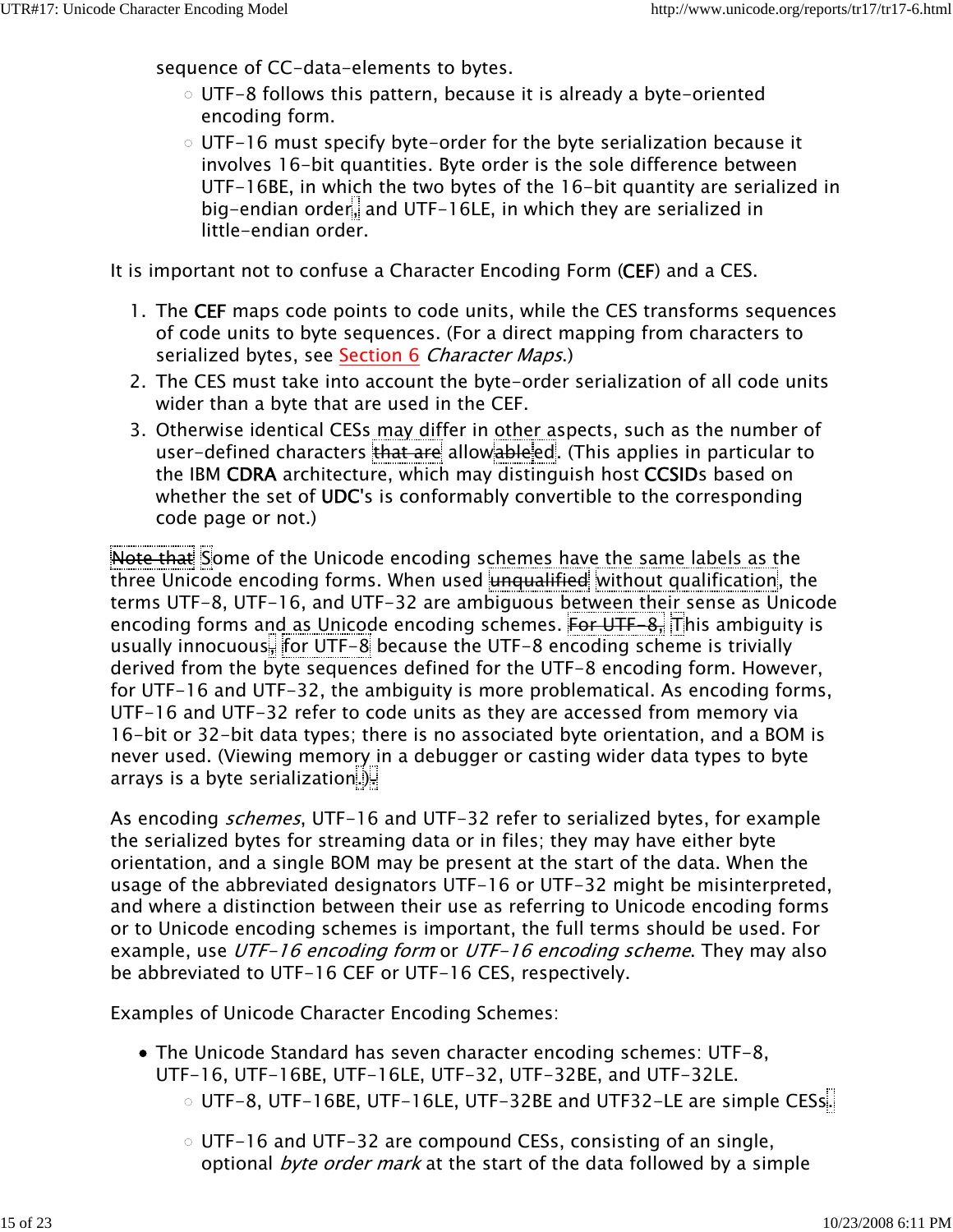sequence of CC-data-elements to bytes.

- UTF-8 follows this pattern, because it is already a byte-oriented encoding form.
- UTF-16 must specify byte-order for the byte serialization because it involves 16-bit quantities. Byte order is the sole difference between UTF-16BE, in which the two bytes of the 16-bit quantity are serialized in big-endian order, and UTF-16LE, in which they are serialized in little-endian order.

It is important not to confuse a Character Encoding Form (CEF) and a CES.

1. The CEF maps code points to code units, while the CES transforms sequences of code units to byte sequences. (For a direct mapping from characters to serialized bytes, see Section 6 *Character Maps*.)
2. The CES must take into account the byte-order serialization of all code units wider than a byte that are used in the CEF.
3. Otherwise identical CESs may differ in other aspects, such as the number of user-defined characters ~~that are~~ allow~~able~~ed. (This applies in particular to the IBM CDRA architecture, which may distinguish host CCSIDs based on whether the set of UDC's is conformably convertible to the corresponding code page or not.)

~~Note that~~ Some of the Unicode encoding schemes have the same labels as the three Unicode encoding forms. When used ~~unqualified~~ without qualification, the terms UTF-8, UTF-16, and UTF-32 are ambiguous between their sense as Unicode encoding forms and as Unicode encoding schemes. ~~For UTF-8,~~ This ambiguity is usually innocuous~~,~~ for UTF-8 because the UTF-8 encoding scheme is trivially derived from the byte sequences defined for the UTF-8 encoding form. However, for UTF-16 and UTF-32, the ambiguity is more problematical. As encoding forms, UTF-16 and UTF-32 refer to code units as they are accessed from memory via 16-bit or 32-bit data types; there is no associated byte orientation, and a BOM is never used. (Viewing memory in a debugger or casting wider data types to byte arrays is a byte serialization.)

As encoding *schemes*, UTF-16 and UTF-32 refer to serialized bytes, for example the serialized bytes for streaming data or in files; they may have either byte orientation, and a single BOM may be present at the start of the data. When the usage of the abbreviated designators UTF-16 or UTF-32 might be misinterpreted, and where a distinction between their use as referring to Unicode encoding forms or to Unicode encoding schemes is important, the full terms should be used. For example, use *UTF-16 encoding form* or *UTF-16 encoding scheme*. They may also be abbreviated to UTF-16 CEF or UTF-16 CES, respectively.

Examples of Unicode Character Encoding Schemes:

- The Unicode Standard has seven character encoding schemes: UTF-8, UTF-16, UTF-16BE, UTF-16LE, UTF-32, UTF-32BE, and UTF-32LE.
  - UTF-8, UTF-16BE, UTF-16LE, UTF-32BE and UTF32-LE are simple CESs.
  - UTF-16 and UTF-32 are compound CESs, consisting of an single, optional *byte order mark* at the start of the data followed by a simple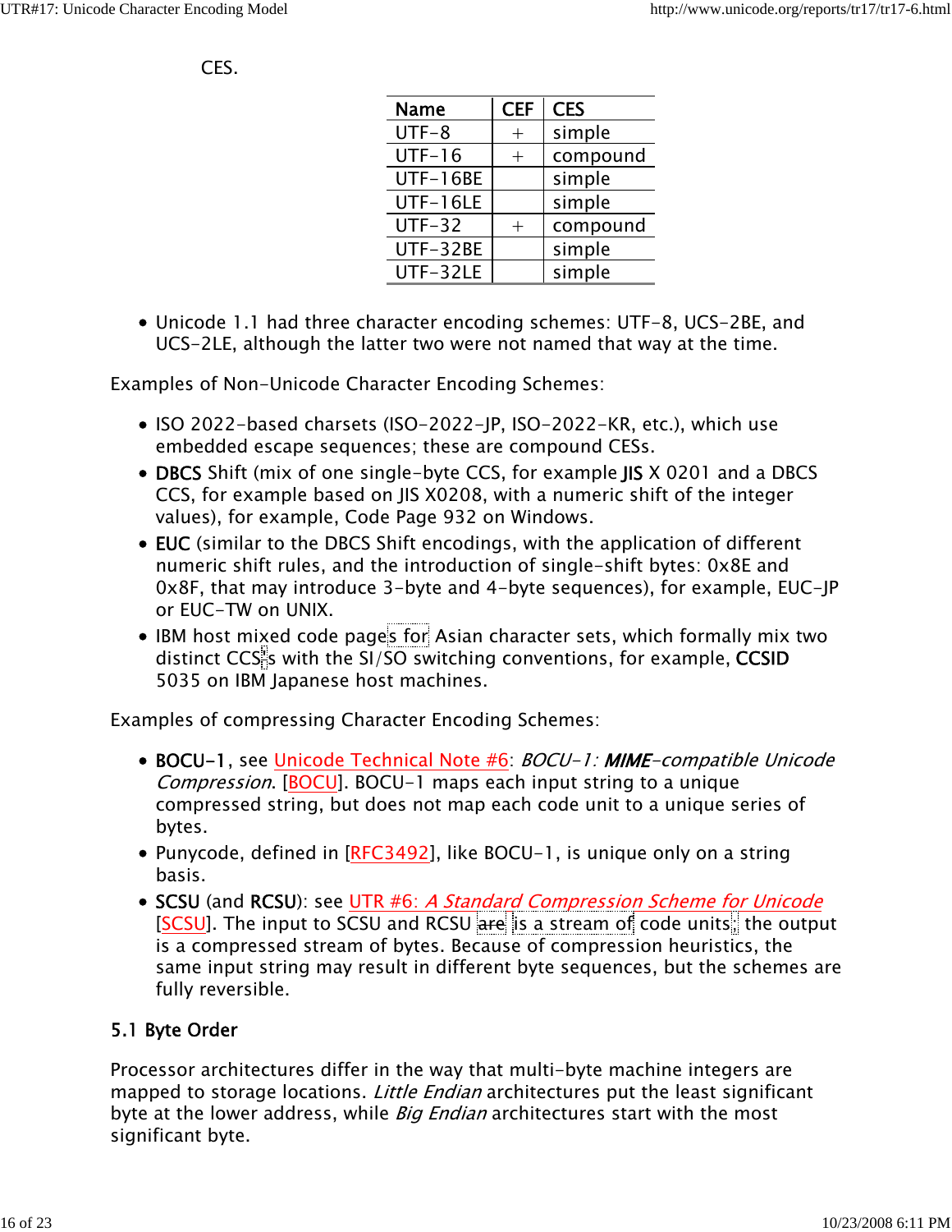CES.

| Name | CEF | CES |
|---|---|---|
| UTF-8 | + | simple |
| UTF-16 | + | compound |
| UTF-16BE | | simple |
| UTF-16LE | | simple |
| UTF-32 | + | compound |
| UTF-32BE | | simple |
| UTF-32LE | | simple |

- Unicode 1.1 had three character encoding schemes: UTF-8, UCS-2BE, and UCS-2LE, although the latter two were not named that way at the time.

Examples of Non-Unicode Character Encoding Schemes:

- ISO 2022-based charsets (ISO-2022-JP, ISO-2022-KR, etc.), which use embedded escape sequences; these are compound CESs.
- **DBCS** Shift (mix of one single-byte CCS, for example **JIS** X 0201 and a DBCS CCS, for example based on JIS X0208, with a numeric shift of the integer values), for example, Code Page 932 on Windows.
- **EUC** (similar to the DBCS Shift encodings, with the application of different numeric shift rules, and the introduction of single-shift bytes: 0x8E and 0x8F, that may introduce 3-byte and 4-byte sequences), for example, EUC-JP or EUC-TW on UNIX.
- IBM host mixed code pages for Asian character sets, which formally mix two distinct CCS's with the SI/SO switching conventions, for example, **CCSID** 5035 on IBM Japanese host machines.

Examples of compressing Character Encoding Schemes:

- **BOCU-1**, see Unicode Technical Note #6: *BOCU-1: **MIME**-compatible Unicode Compression*. [BOCU]. BOCU-1 maps each input string to a unique compressed string, but does not map each code unit to a unique series of bytes.
- Punycode, defined in [RFC3492], like BOCU-1, is unique only on a string basis.
- **SCSU** (and **RCSU**): see UTR #6: *A Standard Compression Scheme for Unicode* [SCSU]. The input to SCSU and RCSU are is a stream of code units, the output is a compressed stream of bytes. Because of compression heuristics, the same input string may result in different byte sequences, but the schemes are fully reversible.

### 5.1 Byte Order

Processor architectures differ in the way that multi-byte machine integers are mapped to storage locations. *Little Endian* architectures put the least significant byte at the lower address, while *Big Endian* architectures start with the most significant byte.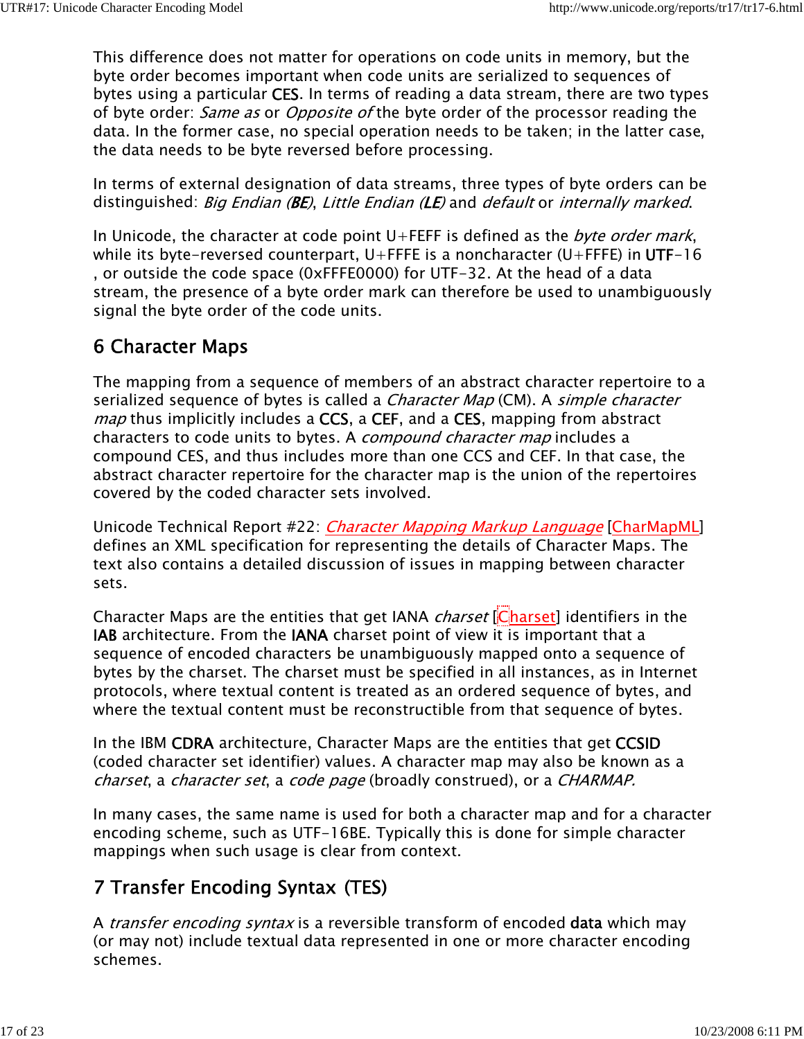This difference does not matter for operations on code units in memory, but the byte order becomes important when code units are serialized to sequences of bytes using a particular CES. In terms of reading a data stream, there are two types of byte order: *Same as* or *Opposite of* the byte order of the processor reading the data. In the former case, no special operation needs to be taken; in the latter case, the data needs to be byte reversed before processing.

In terms of external designation of data streams, three types of byte orders can be distinguished: *Big Endian (BE)*, *Little Endian (LE)* and *default* or *internally marked*.

In Unicode, the character at code point U+FEFF is defined as the *byte order mark*, while its byte-reversed counterpart, U+FFFE is a noncharacter (U+FFFE) in UTF-16 , or outside the code space (0xFFFE0000) for UTF-32. At the head of a data stream, the presence of a byte order mark can therefore be used to unambiguously signal the byte order of the code units.

## 6 Character Maps

The mapping from a sequence of members of an abstract character repertoire to a serialized sequence of bytes is called a *Character Map* (CM). A *simple character map* thus implicitly includes a CCS, a CEF, and a CES, mapping from abstract characters to code units to bytes. A *compound character map* includes a compound CES, and thus includes more than one CCS and CEF. In that case, the abstract character repertoire for the character map is the union of the repertoires covered by the coded character sets involved.

Unicode Technical Report #22: *Character Mapping Markup Language* [CharMapML] defines an XML specification for representing the details of Character Maps. The text also contains a detailed discussion of issues in mapping between character sets.

Character Maps are the entities that get IANA *charset* [Charset] identifiers in the IAB architecture. From the IANA charset point of view it is important that a sequence of encoded characters be unambiguously mapped onto a sequence of bytes by the charset. The charset must be specified in all instances, as in Internet protocols, where textual content is treated as an ordered sequence of bytes, and where the textual content must be reconstructible from that sequence of bytes.

In the IBM CDRA architecture, Character Maps are the entities that get CCSID (coded character set identifier) values. A character map may also be known as a *charset*, a *character set*, a *code page* (broadly construed), or a *CHARMAP.*

In many cases, the same name is used for both a character map and for a character encoding scheme, such as UTF-16BE. Typically this is done for simple character mappings when such usage is clear from context.

## 7 Transfer Encoding Syntax (TES)

A *transfer encoding syntax* is a reversible transform of encoded data which may (or may not) include textual data represented in one or more character encoding schemes.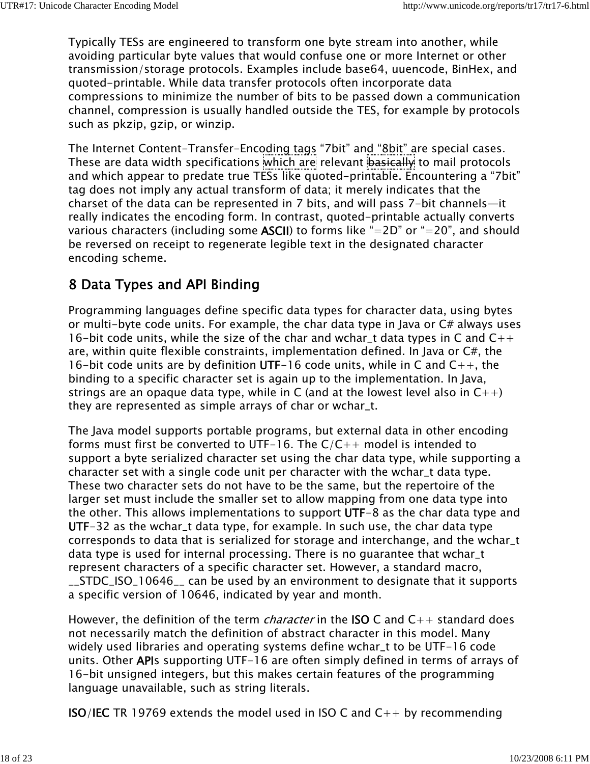Typically TESs are engineered to transform one byte stream into another, while avoiding particular byte values that would confuse one or more Internet or other transmission/storage protocols. Examples include base64, uuencode, BinHex, and quoted-printable. While data transfer protocols often incorporate data compressions to minimize the number of bits to be passed down a communication channel, compression is usually handled outside the TES, for example by protocols such as pkzip, gzip, or winzip.

The Internet Content-Transfer-Encoding tags "7bit" and "8bit" are special cases. These are data width specifications which are relevant basically to mail protocols and which appear to predate true TESs like quoted-printable. Encountering a "7bit" tag does not imply any actual transform of data; it merely indicates that the charset of the data can be represented in 7 bits, and will pass 7-bit channels—it really indicates the encoding form. In contrast, quoted-printable actually converts various characters (including some ASCII) to forms like "=2D" or "=20", and should be reversed on receipt to regenerate legible text in the designated character encoding scheme.

## 8 Data Types and API Binding

Programming languages define specific data types for character data, using bytes or multi-byte code units. For example, the char data type in Java or C# always uses 16-bit code units, while the size of the char and wchar_t data types in C and C++ are, within quite flexible constraints, implementation defined. In Java or C#, the 16-bit code units are by definition UTF-16 code units, while in C and C++, the binding to a specific character set is again up to the implementation. In Java, strings are an opaque data type, while in C (and at the lowest level also in C++) they are represented as simple arrays of char or wchar_t.

The Java model supports portable programs, but external data in other encoding forms must first be converted to UTF-16. The C/C++ model is intended to support a byte serialized character set using the char data type, while supporting a character set with a single code unit per character with the wchar_t data type. These two character sets do not have to be the same, but the repertoire of the larger set must include the smaller set to allow mapping from one data type into the other. This allows implementations to support UTF-8 as the char data type and UTF-32 as the wchar_t data type, for example. In such use, the char data type corresponds to data that is serialized for storage and interchange, and the wchar_t data type is used for internal processing. There is no guarantee that wchar_t represent characters of a specific character set. However, a standard macro, __STDC_ISO_10646__ can be used by an environment to designate that it supports a specific version of 10646, indicated by year and month.

However, the definition of the term *character* in the ISO C and C++ standard does not necessarily match the definition of abstract character in this model. Many widely used libraries and operating systems define wchar_t to be UTF-16 code units. Other APIs supporting UTF-16 are often simply defined in terms of arrays of 16-bit unsigned integers, but this makes certain features of the programming language unavailable, such as string literals.

ISO/IEC TR 19769 extends the model used in ISO C and C++ by recommending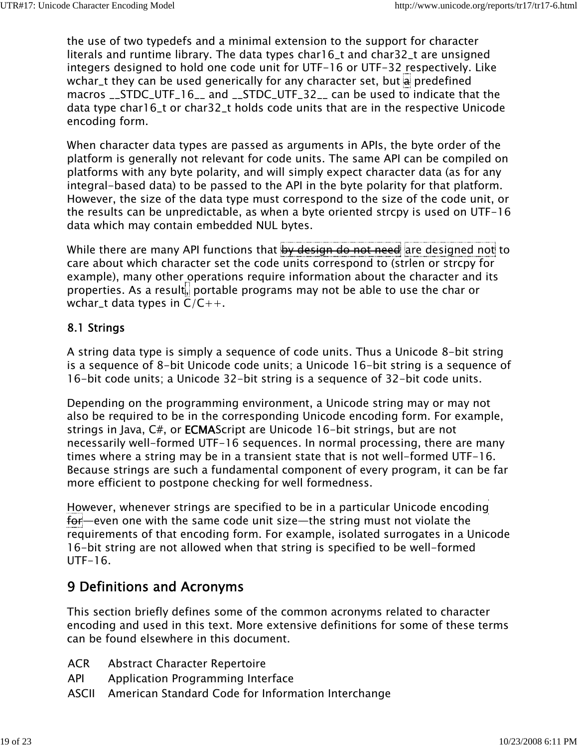the use of two typedefs and a minimal extension to the support for character literals and runtime library. The data types char16_t and char32_t are unsigned integers designed to hold one code unit for UTF-16 or UTF-32 respectively. Like wchar_t they can be used generically for any character set, but a predefined macros __STDC_UTF_16__ and __STDC_UTF_32__ can be used to indicate that the data type char16_t or char32_t holds code units that are in the respective Unicode encoding form.

When character data types are passed as arguments in APIs, the byte order of the platform is generally not relevant for code units. The same API can be compiled on platforms with any byte polarity, and will simply expect character data (as for any integral-based data) to be passed to the API in the byte polarity for that platform. However, the size of the data type must correspond to the size of the code unit, or the results can be unpredictable, as when a byte oriented strcpy is used on UTF-16 data which may contain embedded NUL bytes.

While there are many API functions that ~~by design do not need~~ are designed not to care about which character set the code units correspond to (strlen or strcpy for example), many other operations require information about the character and its properties. As a result, portable programs may not be able to use the char or wchar_t data types in C/C++.

### 8.1 Strings

A string data type is simply a sequence of code units. Thus a Unicode 8-bit string is a sequence of 8-bit Unicode code units; a Unicode 16-bit string is a sequence of 16-bit code units; a Unicode 32-bit string is a sequence of 32-bit code units.

Depending on the programming environment, a Unicode string may or may not also be required to be in the corresponding Unicode encoding form. For example, strings in Java, C#, or ECMAScript are Unicode 16-bit strings, but are not necessarily well-formed UTF-16 sequences. In normal processing, there are many times where a string may be in a transient state that is not well-formed UTF-16. Because strings are such a fundamental component of every program, it can be far more efficient to postpone checking for well formedness.

However, whenever strings are specified to be in a particular Unicode encoding for—even one with the same code unit size—the string must not violate the requirements of that encoding form. For example, isolated surrogates in a Unicode 16-bit string are not allowed when that string is specified to be well-formed UTF-16.

## 9 Definitions and Acronyms

This section briefly defines some of the common acronyms related to character encoding and used in this text. More extensive definitions for some of these terms can be found elsewhere in this document.

| | |
|---|---|
| ACR | Abstract Character Repertoire |
| API | Application Programming Interface |
| ASCII | American Standard Code for Information Interchange |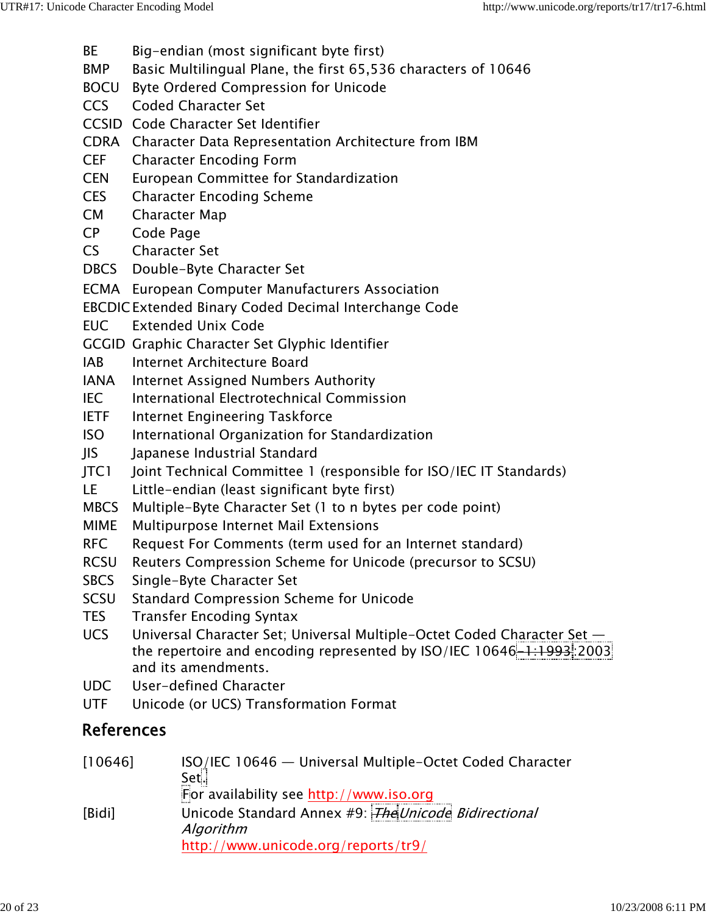| | |
|---|---|
| BE | Big-endian (most significant byte first) |
| BMP | Basic Multilingual Plane, the first 65,536 characters of 10646 |
| BOCU | Byte Ordered Compression for Unicode |
| CCS | Coded Character Set |
| CCSID | Code Character Set Identifier |
| CDRA | Character Data Representation Architecture from IBM |
| CEF | Character Encoding Form |
| CEN | European Committee for Standardization |
| CES | Character Encoding Scheme |
| CM | Character Map |
| CP | Code Page |
| CS | Character Set |
| DBCS | Double-Byte Character Set |
| ECMA | European Computer Manufacturers Association |
| EBCDIC | Extended Binary Coded Decimal Interchange Code |
| EUC | Extended Unix Code |
| GCGID | Graphic Character Set Glyphic Identifier |
| IAB | Internet Architecture Board |
| IANA | Internet Assigned Numbers Authority |
| IEC | International Electrotechnical Commission |
| IETF | Internet Engineering Taskforce |
| ISO | International Organization for Standardization |
| JIS | Japanese Industrial Standard |
| JTC1 | Joint Technical Committee 1 (responsible for ISO/IEC IT Standards) |
| LE | Little-endian (least significant byte first) |
| MBCS | Multiple-Byte Character Set (1 to n bytes per code point) |
| MIME | Multipurpose Internet Mail Extensions |
| RFC | Request For Comments (term used for an Internet standard) |
| RCSU | Reuters Compression Scheme for Unicode (precursor to SCSU) |
| SBCS | Single-Byte Character Set |
| SCSU | Standard Compression Scheme for Unicode |
| TES | Transfer Encoding Syntax |
| UCS | Universal Character Set; Universal Multiple-Octet Coded Character Set — the repertoire and encoding represented by ISO/IEC 10646~~-1:1993~~:2003 and its amendments. |
| UDC | User-defined Character |
| UTF | Unicode (or UCS) Transformation Format |

## References

| | |
|---|---|
| [10646] | ISO/IEC 10646 — Universal Multiple-Octet Coded Character Set.<br>For availability see http://www.iso.org |
| [Bidi] | Unicode Standard Annex #9: ~~*The*~~ *Unicode Bidirectional Algorithm*<br>http://www.unicode.org/reports/tr9/ |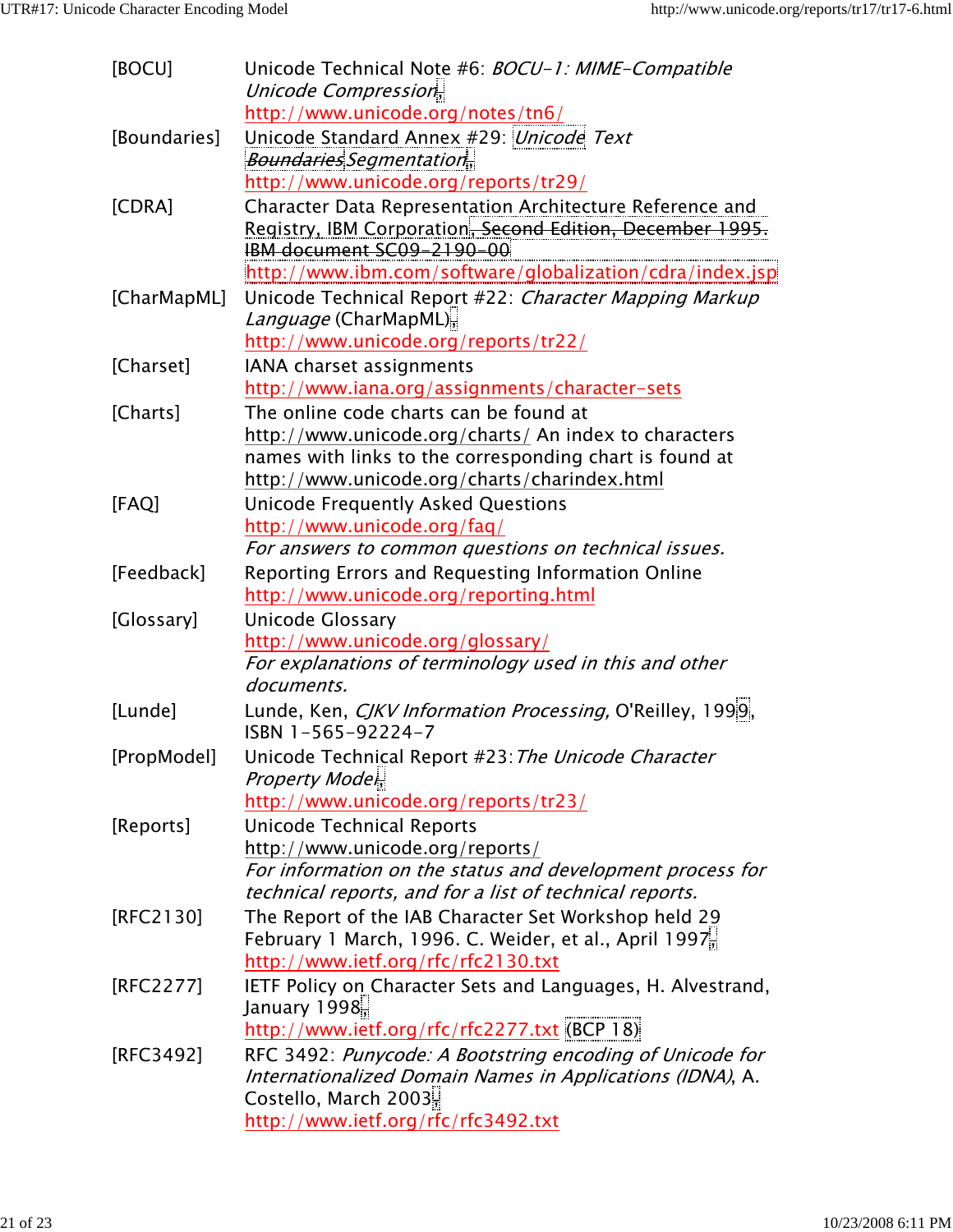| | |
|---|---|
| [BOCU] | Unicode Technical Note #6: *BOCU-1: MIME-Compatible Unicode Compression*, http://www.unicode.org/notes/tn6/ |
| [Boundaries] | Unicode Standard Annex #29: *Unicode Text ~~Boundaries~~Segmentation*, http://www.unicode.org/reports/tr29/ |
| [CDRA] | Character Data Representation Architecture Reference and Registry, IBM Corporation~~, Second Edition, December 1995. IBM document SC09-2190-00~~ http://www.ibm.com/software/globalization/cdra/index.jsp |
| [CharMapML] | Unicode Technical Report #22: *Character Mapping Markup Language* (CharMapML), http://www.unicode.org/reports/tr22/ |
| [Charset] | IANA charset assignments http://www.iana.org/assignments/character-sets |
| [Charts] | The online code charts can be found at http://www.unicode.org/charts/ An index to characters names with links to the corresponding chart is found at http://www.unicode.org/charts/charindex.html |
| [FAQ] | Unicode Frequently Asked Questions http://www.unicode.org/faq/ *For answers to common questions on technical issues.* |
| [Feedback] | Reporting Errors and Requesting Information Online http://www.unicode.org/reporting.html |
| [Glossary] | Unicode Glossary http://www.unicode.org/glossary/ *For explanations of terminology used in this and other documents.* |
| [Lunde] | Lunde, Ken, *CJKV Information Processing,* O'Reilley, 1999, ISBN 1-565-92224-7 |
| [PropModel] | Unicode Technical Report #23: *The Unicode Character Property Model*, http://www.unicode.org/reports/tr23/ |
| [Reports] | Unicode Technical Reports http://www.unicode.org/reports/ *For information on the status and development process for technical reports, and for a list of technical reports.* |
| [RFC2130] | The Report of the IAB Character Set Workshop held 29 February 1 March, 1996. C. Weider, et al., April 1997, http://www.ietf.org/rfc/rfc2130.txt |
| [RFC2277] | IETF Policy on Character Sets and Languages, H. Alvestrand, January 1998, http://www.ietf.org/rfc/rfc2277.txt (BCP 18) |
| [RFC3492] | RFC 3492: *Punycode: A Bootstring encoding of Unicode for Internationalized Domain Names in Applications (IDNA)*, A. Costello, March 2003, http://www.ietf.org/rfc/rfc3492.txt |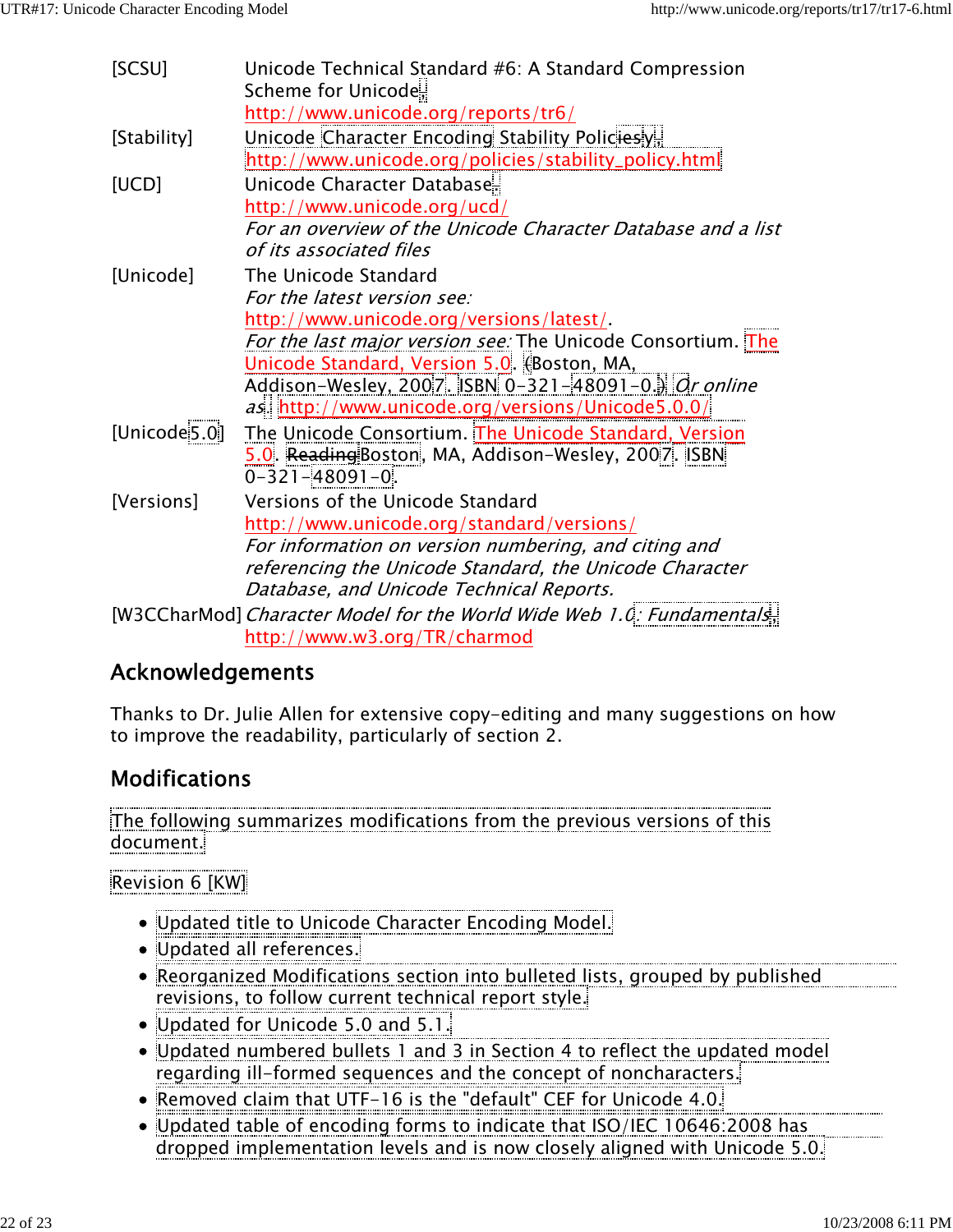| | |
|---|---|
| [SCSU] | Unicode Technical Standard #6: A Standard Compression Scheme for Unicode, http://www.unicode.org/reports/tr6/ |
| [Stability] | Unicode Character Encoding Stability Policy, http://www.unicode.org/policies/stability_policy.html |
| [UCD] | Unicode Character Database. http://www.unicode.org/ucd/ *For an overview of the Unicode Character Database and a list of its associated files* |
| [Unicode] | The Unicode Standard *For the latest version see:* http://www.unicode.org/versions/latest/. *For the last major version see:* The Unicode Consortium. The Unicode Standard, Version 5.0. (Boston, MA, Addison-Wesley, 2007. ISBN 0-321-48091-0.) *Or online as:* http://www.unicode.org/versions/Unicode5.0.0/ |
| [Unicode5.0] | The Unicode Consortium. The Unicode Standard, Version 5.0. ~~Reading~~Boston, MA, Addison-Wesley, 2007. ISBN 0-321-48091-0. |
| [Versions] | Versions of the Unicode Standard http://www.unicode.org/standard/versions/ *For information on version numbering, and citing and referencing the Unicode Standard, the Unicode Character Database, and Unicode Technical Reports.* |
| [W3CCharMod] | *Character Model for the World Wide Web 1.0: Fundamentals*, http://www.w3.org/TR/charmod |

## Acknowledgements

Thanks to Dr. Julie Allen for extensive copy-editing and many suggestions on how to improve the readability, particularly of section 2.

## Modifications

The following summarizes modifications from the previous versions of this document.

Revision 6 [KW]

- Updated title to Unicode Character Encoding Model.
- Updated all references.
- Reorganized Modifications section into bulleted lists, grouped by published revisions, to follow current technical report style.
- Updated for Unicode 5.0 and 5.1.
- Updated numbered bullets 1 and 3 in Section 4 to reflect the updated model regarding ill-formed sequences and the concept of noncharacters.
- Removed claim that UTF-16 is the "default" CEF for Unicode 4.0.
- Updated table of encoding forms to indicate that ISO/IEC 10646:2008 has dropped implementation levels and is now closely aligned with Unicode 5.0.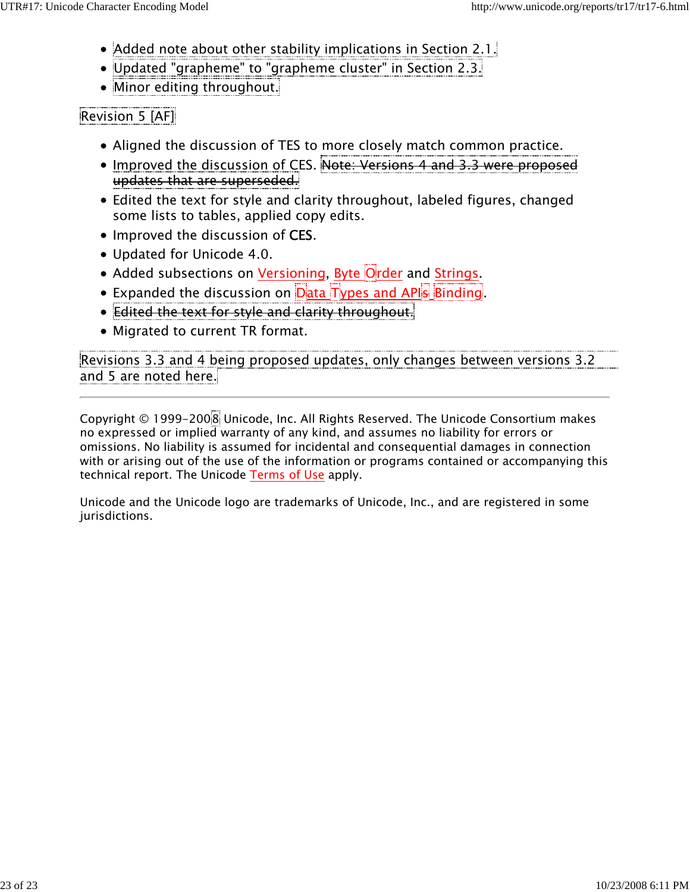- Added note about other stability implications in Section 2.1.
- Updated "grapheme" to "grapheme cluster" in Section 2.3.
- Minor editing throughout.

Revision 5 [AF]

- Aligned the discussion of TES to more closely match common practice.
- Improved the discussion of CES. ~~Note: Versions 4 and 3.3 were proposed updates that are superseded.~~
- Edited the text for style and clarity throughout, labeled figures, changed some lists to tables, applied copy edits.
- Improved the discussion of **CES**.
- Updated for Unicode 4.0.
- Added subsections on Versioning, Byte Order and Strings.
- Expanded the discussion on Data Types and APIs Binding.
- ~~Edited the text for style and clarity throughout.~~
- Migrated to current TR format.

Revisions 3.3 and 4 being proposed updates, only changes between versions 3.2 and 5 are noted here.

---

Copyright © 1999-2008 Unicode, Inc. All Rights Reserved. The Unicode Consortium makes no expressed or implied warranty of any kind, and assumes no liability for errors or omissions. No liability is assumed for incidental and consequential damages in connection with or arising out of the use of the information or programs contained or accompanying this technical report. The Unicode Terms of Use apply.

Unicode and the Unicode logo are trademarks of Unicode, Inc., and are registered in some jurisdictions.